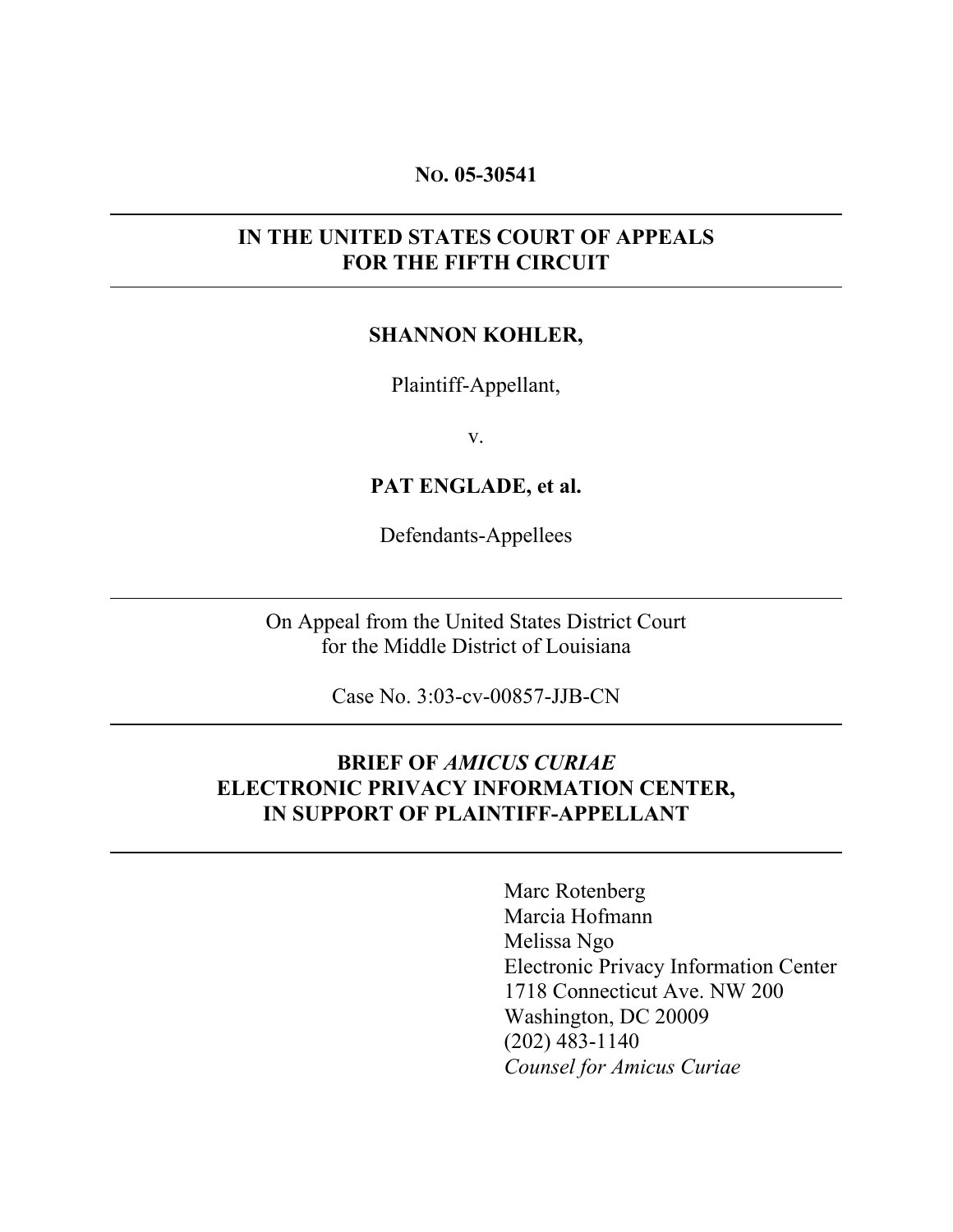**NO. 05-30541**

---

**IN THE UNITED STATES COURT OF APPEALS**
**FOR THE FIFTH CIRCUIT**

---

**SHANNON KOHLER,**

Plaintiff-Appellant,

v.

**PAT ENGLADE, et al.**

Defendants-Appellees

---

On Appeal from the United States District Court
for the Middle District of Louisiana

Case No. 3:03-cv-00857-JJB-CN

---

**BRIEF OF *AMICUS CURIAE***
**ELECTRONIC PRIVACY INFORMATION CENTER,**
**IN SUPPORT OF PLAINTIFF-APPELLANT**

---

Marc Rotenberg
Marcia Hofmann
Melissa Ngo
Electronic Privacy Information Center
1718 Connecticut Ave. NW 200
Washington, DC 20009
(202) 483-1140
*Counsel for Amicus Curiae*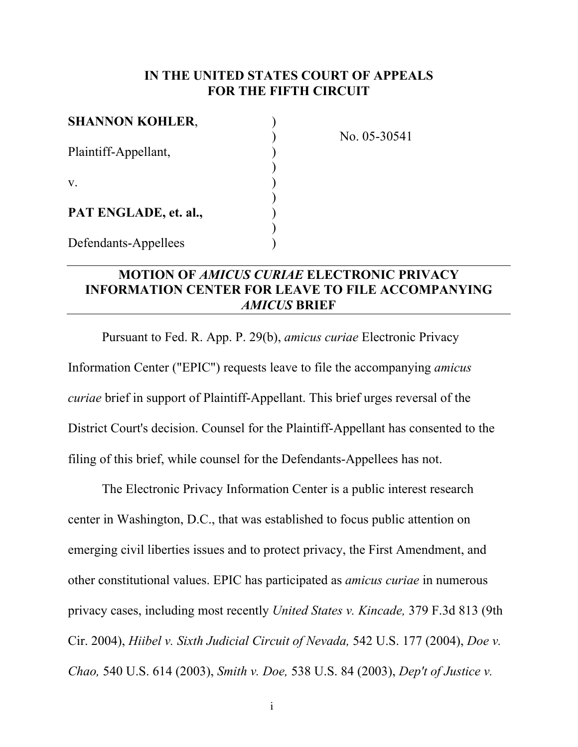**IN THE UNITED STATES COURT OF APPEALS**
**FOR THE FIFTH CIRCUIT**

| | | |
|---|---|---|
| **SHANNON KOHLER**, | ) | |
| | ) | No. 05-30541 |
| Plaintiff-Appellant, | ) | |
| | ) | |
| v. | ) | |
| | ) | |
| **PAT ENGLADE, et. al.,** | ) | |
| | ) | |
| Defendants-Appellees | ) | |

## MOTION OF *AMICUS CURIAE* ELECTRONIC PRIVACY INFORMATION CENTER FOR LEAVE TO FILE ACCOMPANYING *AMICUS* BRIEF

Pursuant to Fed. R. App. P. 29(b), *amicus curiae* Electronic Privacy Information Center ("EPIC") requests leave to file the accompanying *amicus curiae* brief in support of Plaintiff-Appellant. This brief urges reversal of the District Court's decision. Counsel for the Plaintiff-Appellant has consented to the filing of this brief, while counsel for the Defendants-Appellees has not.

The Electronic Privacy Information Center is a public interest research center in Washington, D.C., that was established to focus public attention on emerging civil liberties issues and to protect privacy, the First Amendment, and other constitutional values. EPIC has participated as *amicus curiae* in numerous privacy cases, including most recently *United States v. Kincade,* 379 F.3d 813 (9th Cir. 2004), *Hiibel v. Sixth Judicial Circuit of Nevada,* 542 U.S. 177 (2004), *Doe v. Chao,* 540 U.S. 614 (2003), *Smith v. Doe,* 538 U.S. 84 (2003), *Dep't of Justice v.*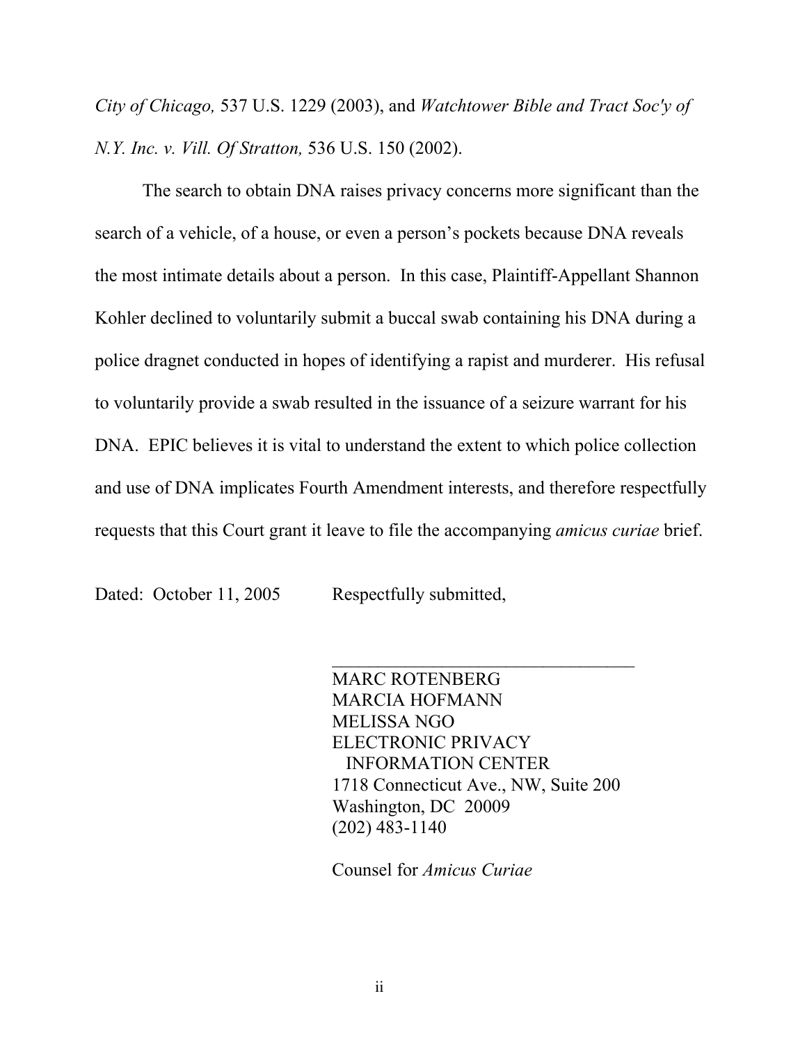*City of Chicago,* 537 U.S. 1229 (2003), and *Watchtower Bible and Tract Soc'y of N.Y. Inc. v. Vill. Of Stratton,* 536 U.S. 150 (2002).

The search to obtain DNA raises privacy concerns more significant than the search of a vehicle, of a house, or even a person's pockets because DNA reveals the most intimate details about a person. In this case, Plaintiff-Appellant Shannon Kohler declined to voluntarily submit a buccal swab containing his DNA during a police dragnet conducted in hopes of identifying a rapist and murderer. His refusal to voluntarily provide a swab resulted in the issuance of a seizure warrant for his DNA. EPIC believes it is vital to understand the extent to which police collection and use of DNA implicates Fourth Amendment interests, and therefore respectfully requests that this Court grant it leave to file the accompanying *amicus curiae* brief.

Dated: October 11, 2005 Respectfully submitted,

\_\_\_\_\_\_\_\_\_\_\_\_\_\_\_\_\_\_\_\_\_\_\_\_\_\_\_\_\_\_\_\_\_\_\_

MARC ROTENBERG
MARCIA HOFMANN
MELISSA NGO
ELECTRONIC PRIVACY
INFORMATION CENTER
1718 Connecticut Ave., NW, Suite 200
Washington, DC 20009
(202) 483-1140

Counsel for *Amicus Curiae*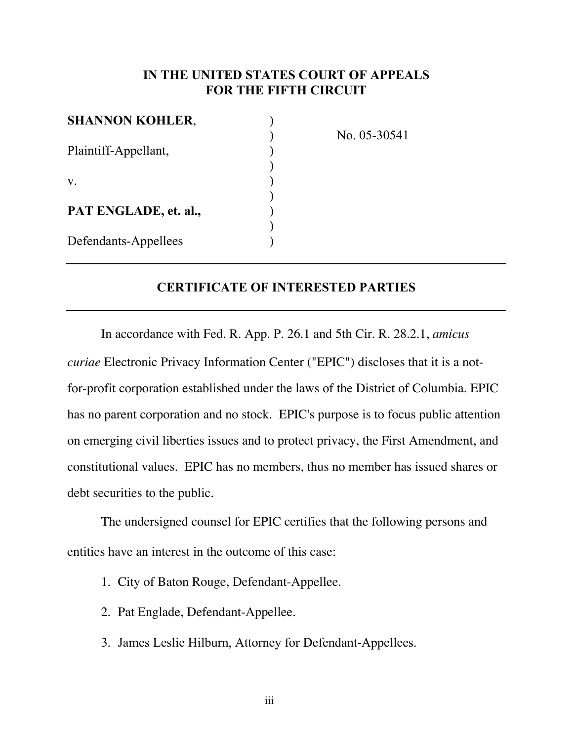**IN THE UNITED STATES COURT OF APPEALS**
**FOR THE FIFTH CIRCUIT**

| | | |
|---|---|---|
| **SHANNON KOHLER**, | ) | |
| | ) | No. 05-30541 |
| Plaintiff-Appellant, | ) | |
| | ) | |
| v. | ) | |
| | ) | |
| **PAT ENGLADE, et. al.,** | ) | |
| | ) | |
| Defendants-Appellees | ) | |

---

## CERTIFICATE OF INTERESTED PARTIES

---

In accordance with Fed. R. App. P. 26.1 and 5th Cir. R. 28.2.1, *amicus curiae* Electronic Privacy Information Center ("EPIC") discloses that it is a not-for-profit corporation established under the laws of the District of Columbia. EPIC has no parent corporation and no stock. EPIC's purpose is to focus public attention on emerging civil liberties issues and to protect privacy, the First Amendment, and constitutional values. EPIC has no members, thus no member has issued shares or debt securities to the public.

The undersigned counsel for EPIC certifies that the following persons and entities have an interest in the outcome of this case:

1. City of Baton Rouge, Defendant-Appellee.
2. Pat Englade, Defendant-Appellee.
3. James Leslie Hilburn, Attorney for Defendant-Appellees.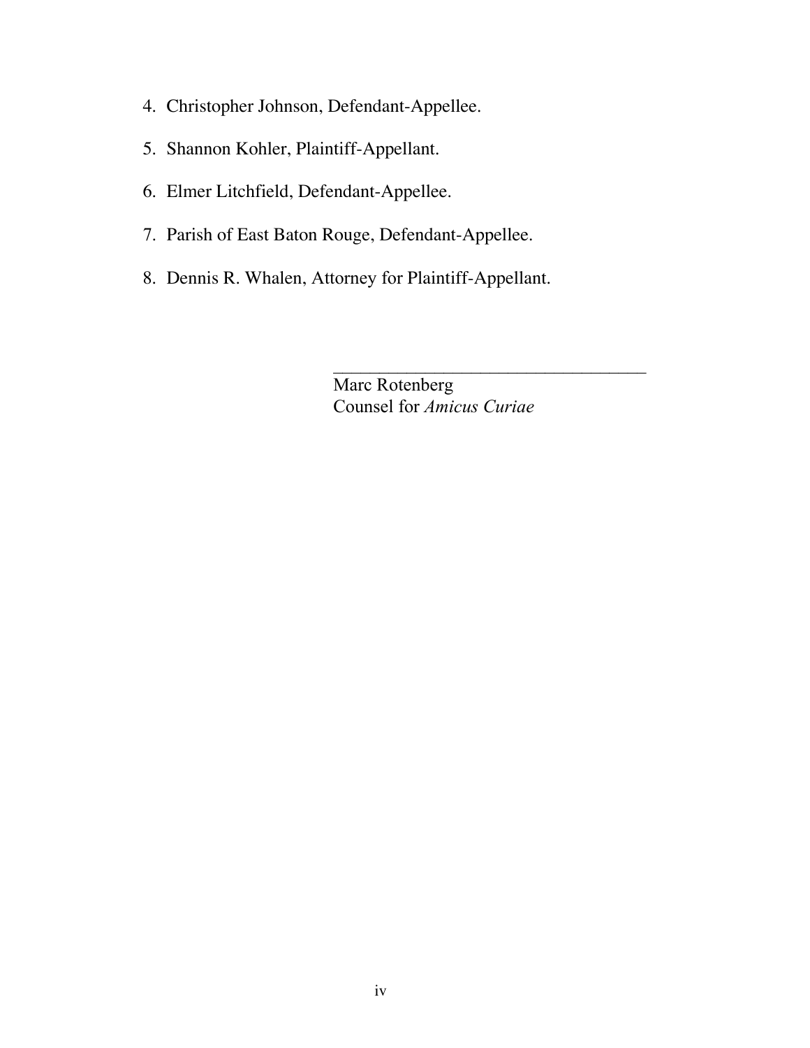4. Christopher Johnson, Defendant-Appellee.

5. Shannon Kohler, Plaintiff-Appellant.

6. Elmer Litchfield, Defendant-Appellee.

7. Parish of East Baton Rouge, Defendant-Appellee.

8. Dennis R. Whalen, Attorney for Plaintiff-Appellant.

\_\_\_\_\_\_\_\_\_\_\_\_\_\_\_\_\_\_\_\_\_\_\_\_\_\_\_\_\_\_\_\_\_\_\_

Marc Rotenberg
Counsel for *Amicus Curiae*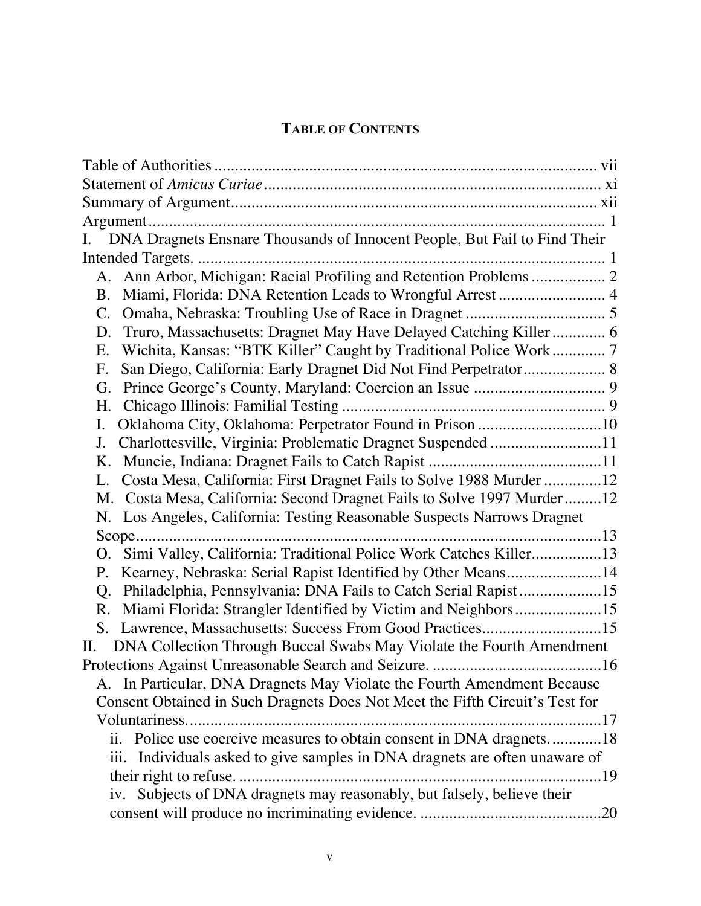**TABLE OF CONTENTS**

Table of Authorities ............................................................................................ vii
Statement of *Amicus Curiae* .................................................................................. xi
Summary of Argument ......................................................................................... xii
Argument ............................................................................................................... 1
I. DNA Dragnets Ensnare Thousands of Innocent People, But Fail to Find Their Intended Targets. ..................................................................................................... 1
  A. Ann Arbor, Michigan: Racial Profiling and Retention Problems .................. 2
  B. Miami, Florida: DNA Retention Leads to Wrongful Arrest .......................... 4
  C. Omaha, Nebraska: Troubling Use of Race in Dragnet .................................. 5
  D. Truro, Massachusetts: Dragnet May Have Delayed Catching Killer ............. 6
  E. Wichita, Kansas: "BTK Killer" Caught by Traditional Police Work ............. 7
  F. San Diego, California: Early Dragnet Did Not Find Perpetrator .................... 8
  G. Prince George's County, Maryland: Coercion an Issue ................................ 9
  H. Chicago Illinois: Familial Testing ................................................................. 9
  I. Oklahoma City, Oklahoma: Perpetrator Found in Prison .............................. 10
  J. Charlottesville, Virginia: Problematic Dragnet Suspended ........................... 11
  K. Muncie, Indiana: Dragnet Fails to Catch Rapist ........................................... 11
  L. Costa Mesa, California: First Dragnet Fails to Solve 1988 Murder .............. 12
  M. Costa Mesa, California: Second Dragnet Fails to Solve 1997 Murder ......... 12
  N. Los Angeles, California: Testing Reasonable Suspects Narrows Dragnet Scope ................................................................................................................. 13
  O. Simi Valley, California: Traditional Police Work Catches Killer ................. 13
  P. Kearney, Nebraska: Serial Rapist Identified by Other Means ....................... 14
  Q. Philadelphia, Pennsylvania: DNA Fails to Catch Serial Rapist .................... 15
  R. Miami Florida: Strangler Identified by Victim and Neighbors ..................... 15
  S. Lawrence, Massachusetts: Success From Good Practices ............................. 15
II. DNA Collection Through Buccal Swabs May Violate the Fourth Amendment Protections Against Unreasonable Search and Seizure. .......................................... 16
  A. In Particular, DNA Dragnets May Violate the Fourth Amendment Because Consent Obtained in Such Dragnets Does Not Meet the Fifth Circuit's Test for Voluntariness. ..................................................................................................... 17
    ii. Police use coercive measures to obtain consent in DNA dragnets. ............ 18
    iii. Individuals asked to give samples in DNA dragnets are often unaware of their right to refuse. ........................................................................................... 19
    iv. Subjects of DNA dragnets may reasonably, but falsely, believe their consent will produce no incriminating evidence. ............................................ 20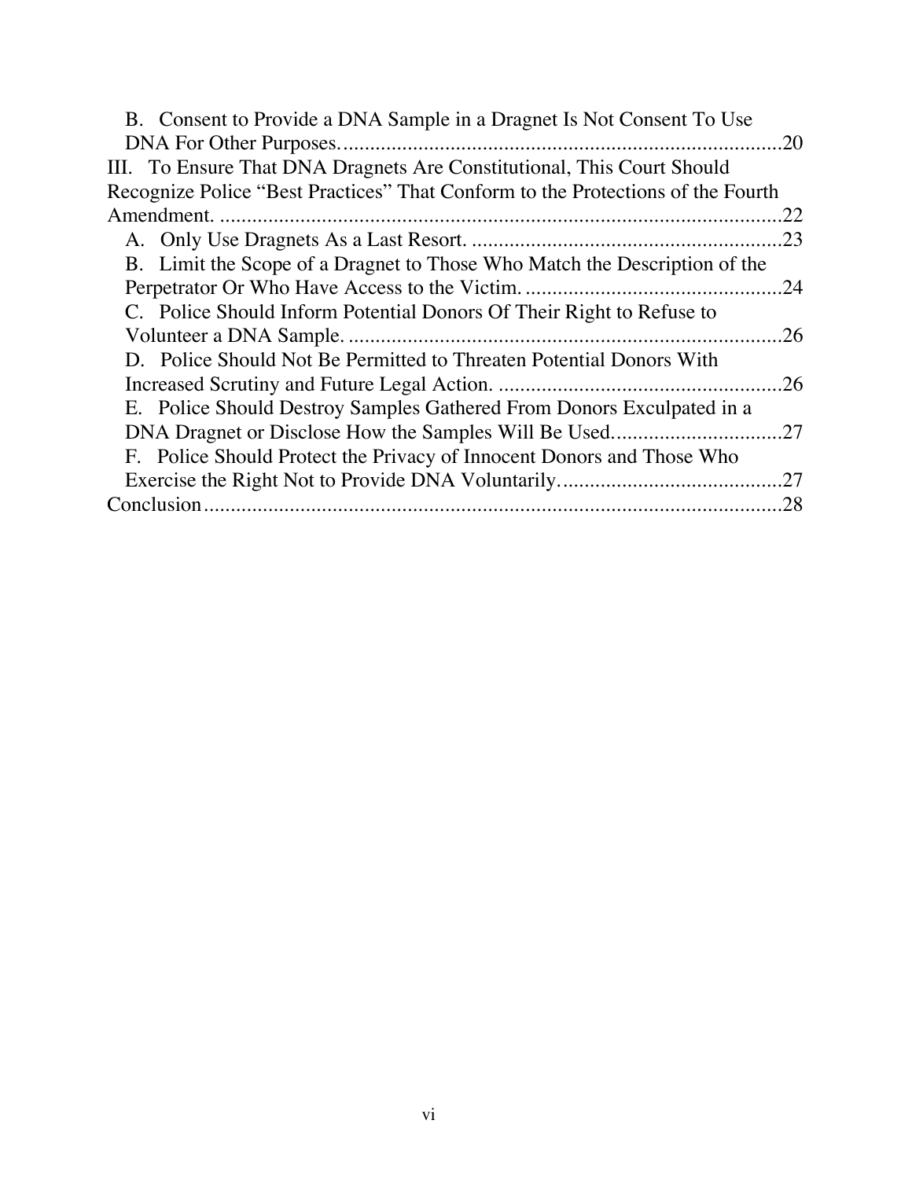B. Consent to Provide a DNA Sample in a Dragnet Is Not Consent To Use DNA For Other Purposes. ......................................................................................20

III. To Ensure That DNA Dragnets Are Constitutional, This Court Should Recognize Police "Best Practices" That Conform to the Protections of the Fourth Amendment. ..........................................................................................................22

A. Only Use Dragnets As a Last Resort. ..........................................................23

B. Limit the Scope of a Dragnet to Those Who Match the Description of the Perpetrator Or Who Have Access to the Victim. ................................................24

C. Police Should Inform Potential Donors Of Their Right to Refuse to Volunteer a DNA Sample. ..................................................................................26

D. Police Should Not Be Permitted to Threaten Potential Donors With Increased Scrutiny and Future Legal Action. ......................................................26

E. Police Should Destroy Samples Gathered From Donors Exculpated in a DNA Dragnet or Disclose How the Samples Will Be Used................................27

F. Police Should Protect the Privacy of Innocent Donors and Those Who Exercise the Right Not to Provide DNA Voluntarily..........................................27

Conclusion.............................................................................................................28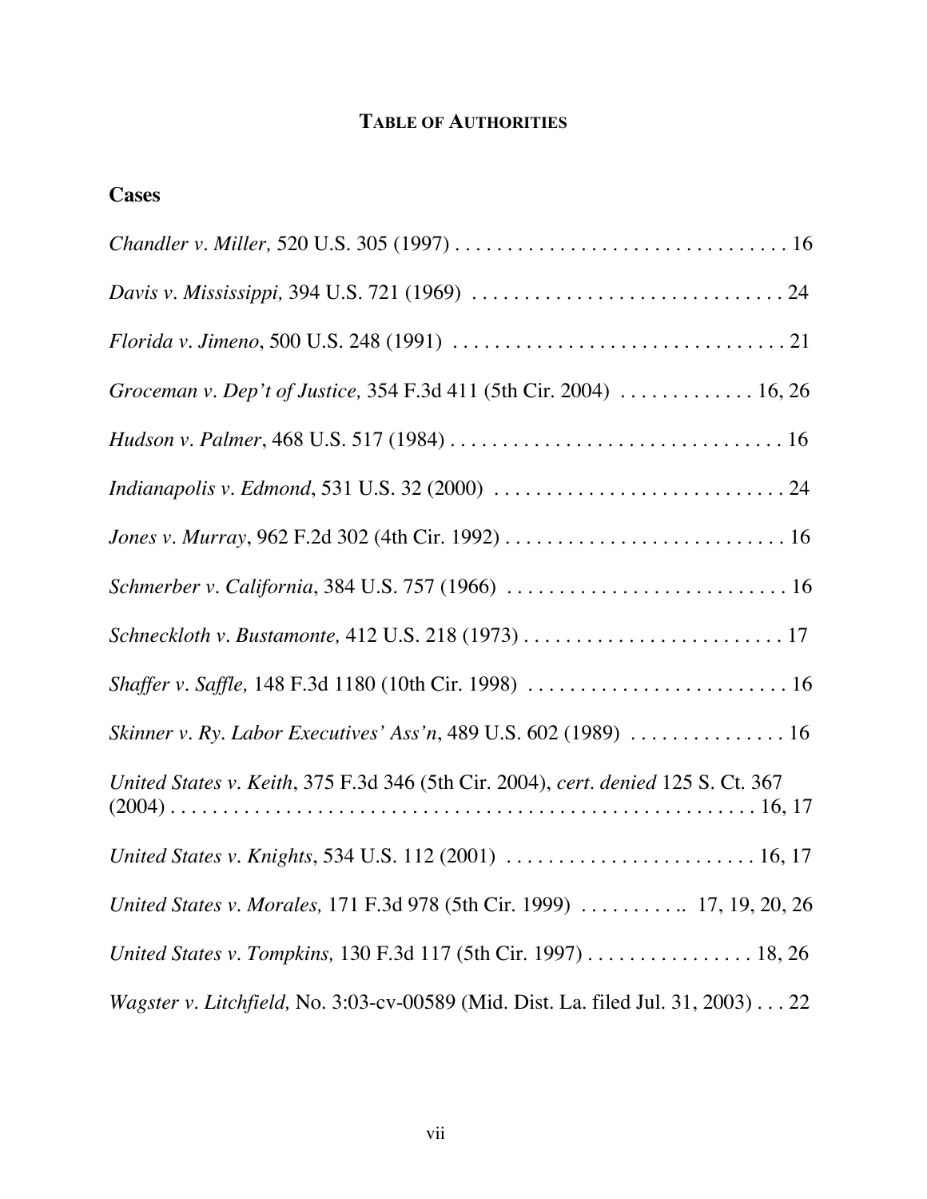**TABLE OF AUTHORITIES**

## Cases

*Chandler v. Miller,* 520 U.S. 305 (1997) . . . . . . . . . . . . . . . . . . . . . . . . . . . . . . . . . 16

*Davis v. Mississippi,* 394 U.S. 721 (1969) . . . . . . . . . . . . . . . . . . . . . . . . . . . . . . 24

*Florida v. Jimeno*, 500 U.S. 248 (1991) . . . . . . . . . . . . . . . . . . . . . . . . . . . . . . . . . 21

*Groceman v. Dep't of Justice,* 354 F.3d 411 (5th Cir. 2004) . . . . . . . . . . . . . 16, 26

*Hudson v. Palmer*, 468 U.S. 517 (1984) . . . . . . . . . . . . . . . . . . . . . . . . . . . . . . . . 16

*Indianapolis v. Edmond*, 531 U.S. 32 (2000) . . . . . . . . . . . . . . . . . . . . . . . . . . . . . 24

*Jones v. Murray*, 962 F.2d 302 (4th Cir. 1992) . . . . . . . . . . . . . . . . . . . . . . . . . . . 16

*Schmerber v. California*, 384 U.S. 757 (1966) . . . . . . . . . . . . . . . . . . . . . . . . . . . 16

*Schneckloth v. Bustamonte,* 412 U.S. 218 (1973) . . . . . . . . . . . . . . . . . . . . . . . . . 17

*Shaffer v. Saffle,* 148 F.3d 1180 (10th Cir. 1998) . . . . . . . . . . . . . . . . . . . . . . . . . 16

*Skinner v. Ry. Labor Executives' Ass'n*, 489 U.S. 602 (1989) . . . . . . . . . . . . . . . 16

*United States v. Keith*, 375 F.3d 346 (5th Cir. 2004), *cert. denied* 125 S. Ct. 367 (2004) . . . . . . . . . . . . . . . . . . . . . . . . . . . . . . . . . . . . . . . . . . . . . . . . . . . . . 16, 17

*United States v. Knights*, 534 U.S. 112 (2001) . . . . . . . . . . . . . . . . . . . . . . . . 16, 17

*United States v. Morales,* 171 F.3d 978 (5th Cir. 1999) . . . . . . . . . .. 17, 19, 20, 26

*United States v. Tompkins,* 130 F.3d 117 (5th Cir. 1997) . . . . . . . . . . . . . . . . 18, 26

*Wagster v. Litchfield,* No. 3:03-cv-00589 (Mid. Dist. La. filed Jul. 31, 2003) . . . 22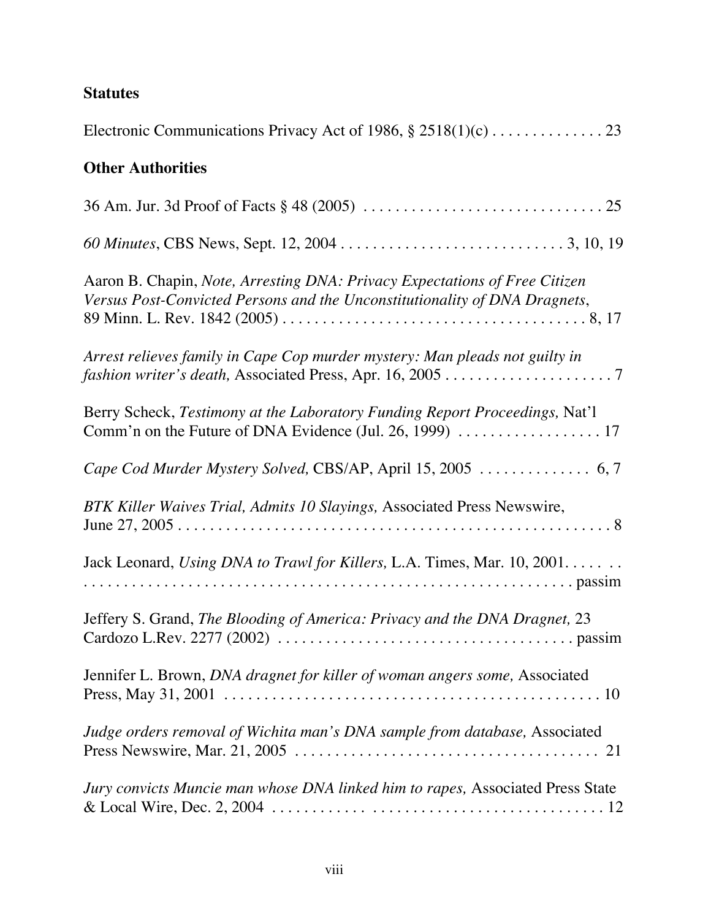**Statutes**

Electronic Communications Privacy Act of 1986, § 2518(1)(c) . . . . . . . . . . . . . . 23

**Other Authorities**

36 Am. Jur. 3d Proof of Facts § 48 (2005) . . . . . . . . . . . . . . . . . . . . . . . . . . . . . . 25

*60 Minutes*, CBS News, Sept. 12, 2004 . . . . . . . . . . . . . . . . . . . . . . . . . . . . 3, 10, 19

Aaron B. Chapin, *Note, Arresting DNA: Privacy Expectations of Free Citizen Versus Post-Convicted Persons and the Unconstitutionality of DNA Dragnets*, 89 Minn. L. Rev. 1842 (2005) . . . . . . . . . . . . . . . . . . . . . . . . . . . . . . . . . . . . . 8, 17

*Arrest relieves family in Cape Cop murder mystery: Man pleads not guilty in fashion writer's death,* Associated Press, Apr. 16, 2005 . . . . . . . . . . . . . . . . . . . . . 7

Berry Scheck, *Testimony at the Laboratory Funding Report Proceedings,* Nat'l Comm'n on the Future of DNA Evidence (Jul. 26, 1999) . . . . . . . . . . . . . . . . . . 17

*Cape Cod Murder Mystery Solved,* CBS/AP, April 15, 2005 . . . . . . . . . . . . . . 6, 7

*BTK Killer Waives Trial, Admits 10 Slayings,* Associated Press Newswire, June 27, 2005 . . . . . . . . . . . . . . . . . . . . . . . . . . . . . . . . . . . . . . . . . . . . . . . . . . . . . 8

Jack Leonard, *Using DNA to Trawl for Killers,* L.A. Times, Mar. 10, 2001. . . . . . . . . . . . . . . . . . . . . . . . . . . . . . . . . . . . . . . . . . . . . . . . . . . . . . . . . . . . . . . . . . . passim

Jeffery S. Grand, *The Blooding of America: Privacy and the DNA Dragnet,* 23 Cardozo L.Rev. 2277 (2002) . . . . . . . . . . . . . . . . . . . . . . . . . . . . . . . . . . . . . passim

Jennifer L. Brown, *DNA dragnet for killer of woman angers some,* Associated Press, May 31, 2001 . . . . . . . . . . . . . . . . . . . . . . . . . . . . . . . . . . . . . . . . . . . . . . . 10

*Judge orders removal of Wichita man's DNA sample from database,* Associated Press Newswire, Mar. 21, 2005 . . . . . . . . . . . . . . . . . . . . . . . . . . . . . . . . . . . . . . 21

*Jury convicts Muncie man whose DNA linked him to rapes,* Associated Press State & Local Wire, Dec. 2, 2004 . . . . . . . . . . . . . . . . . . . . . . . . . . . . . . . . . . . . . . . . . . 12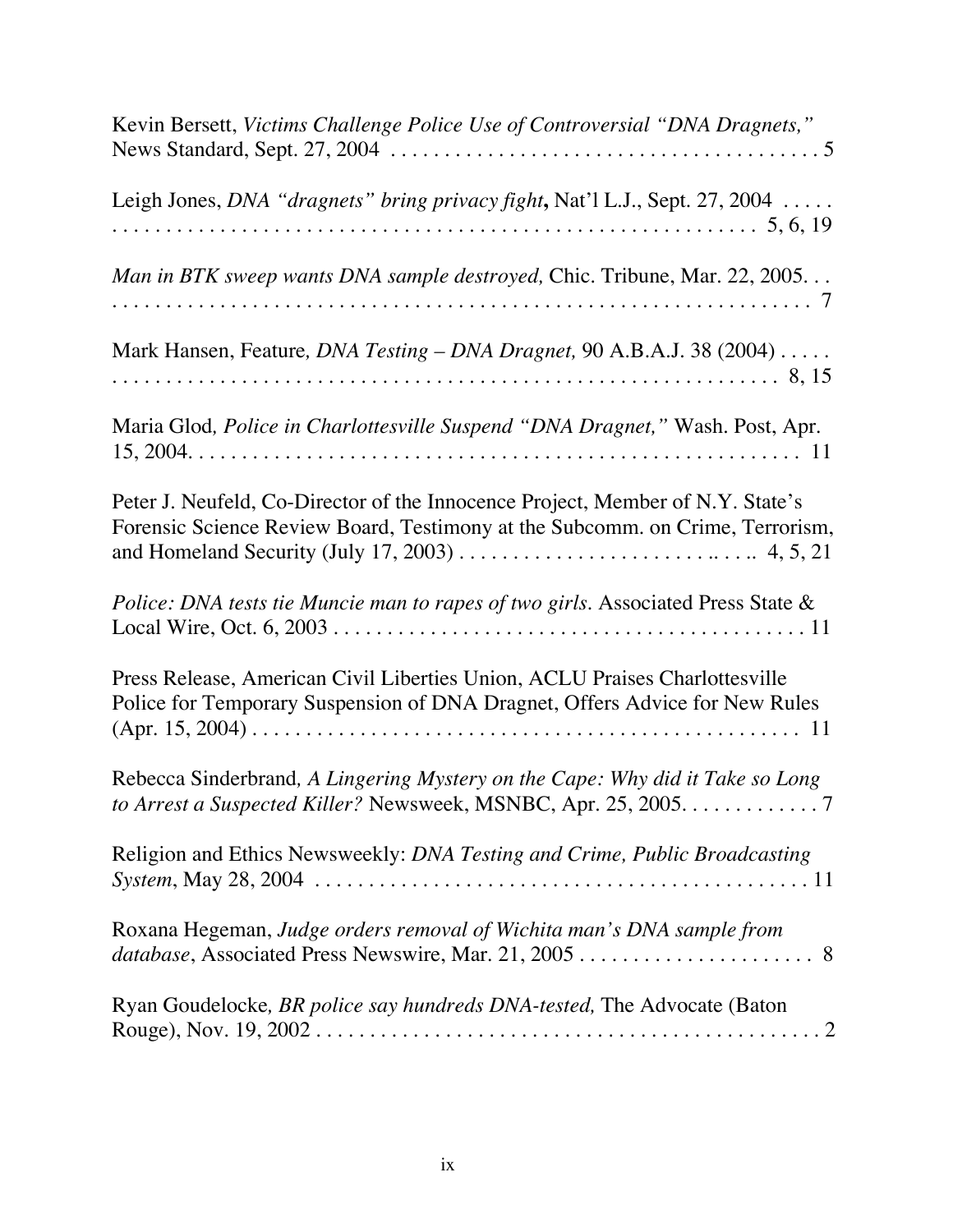Kevin Bersett, *Victims Challenge Police Use of Controversial "DNA Dragnets,"* News Standard, Sept. 27, 2004 . . . . . . . . . . . . . . . . . . . . . . . . . . . . . . . . . . . . . . . . 5

Leigh Jones, *DNA "dragnets" bring privacy fight***,** Nat'l L.J., Sept. 27, 2004 . . . . . . . . . . . . . . . . . . . . . . . . . . . . . . . . . . . . . . . . . . . . . . . . . . . . . . . . . . . . . . 5, 6, 19

*Man in BTK sweep wants DNA sample destroyed,* Chic. Tribune, Mar. 22, 2005. . . . . . . . . . . . . . . . . . . . . . . . . . . . . . . . . . . . . . . . . . . . . . . . . . . . . . . . . . . . . . . . 7

Mark Hansen, Feature*, DNA Testing – DNA Dragnet,* 90 A.B.A.J. 38 (2004) . . . . . . . . . . . . . . . . . . . . . . . . . . . . . . . . . . . . . . . . . . . . . . . . . . . . . . . . . . . . . . . 8, 15

Maria Glod*, Police in Charlottesville Suspend "DNA Dragnet,"* Wash. Post, Apr. 15, 2004. . . . . . . . . . . . . . . . . . . . . . . . . . . . . . . . . . . . . . . . . . . . . . . . . . . . . . . 11

Peter J. Neufeld, Co-Director of the Innocence Project, Member of N.Y. State's Forensic Science Review Board, Testimony at the Subcomm. on Crime, Terrorism, and Homeland Security (July 17, 2003) . . . . . . . . . . . . . . . . . . . . . . . . . . . . 4, 5, 21

*Police: DNA tests tie Muncie man to rapes of two girls.* Associated Press State & Local Wire, Oct. 6, 2003 . . . . . . . . . . . . . . . . . . . . . . . . . . . . . . . . . . . . . . . . . . . . 11

Press Release, American Civil Liberties Union, ACLU Praises Charlottesville Police for Temporary Suspension of DNA Dragnet, Offers Advice for New Rules (Apr. 15, 2004) . . . . . . . . . . . . . . . . . . . . . . . . . . . . . . . . . . . . . . . . . . . . . . . . . . . 11

Rebecca Sinderbrand*, A Lingering Mystery on the Cape: Why did it Take so Long to Arrest a Suspected Killer?* Newsweek, MSNBC, Apr. 25, 2005. . . . . . . . . . . . . 7

Religion and Ethics Newsweekly: *DNA Testing and Crime, Public Broadcasting System*, May 28, 2004 . . . . . . . . . . . . . . . . . . . . . . . . . . . . . . . . . . . . . . . . . . . . . . 11

Roxana Hegeman, *Judge orders removal of Wichita man's DNA sample from database*, Associated Press Newswire, Mar. 21, 2005 . . . . . . . . . . . . . . . . . . . . . . 8

Ryan Goudelocke*, BR police say hundreds DNA-tested,* The Advocate (Baton Rouge), Nov. 19, 2002 . . . . . . . . . . . . . . . . . . . . . . . . . . . . . . . . . . . . . . . . . . . . . . . . 2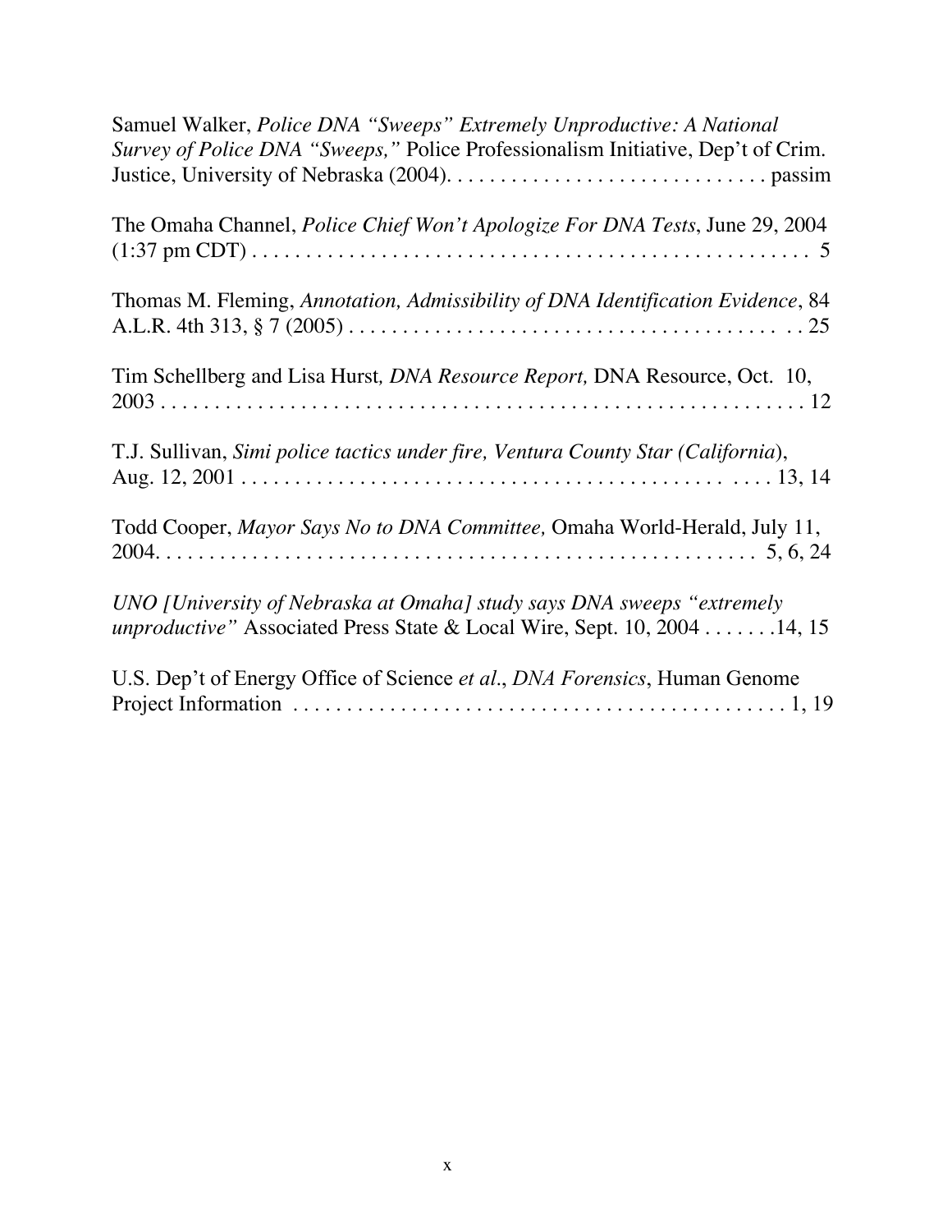Samuel Walker, *Police DNA "Sweeps" Extremely Unproductive: A National Survey of Police DNA "Sweeps,"* Police Professionalism Initiative, Dep't of Crim. Justice, University of Nebraska (2004). . . . . . . . . . . . . . . . . . . . . . . . . . . . . . passim

The Omaha Channel, *Police Chief Won't Apologize For DNA Tests*, June 29, 2004 (1:37 pm CDT) . . . . . . . . . . . . . . . . . . . . . . . . . . . . . . . . . . . . . . . . . . . . . . . . . . . 5

Thomas M. Fleming, *Annotation, Admissibility of DNA Identification Evidence*, 84 A.L.R. 4th 313, § 7 (2005) . . . . . . . . . . . . . . . . . . . . . . . . . . . . . . . . . . . . . . . . . 25

Tim Schellberg and Lisa Hurst*, DNA Resource Report,* DNA Resource, Oct. 10, 2003 . . . . . . . . . . . . . . . . . . . . . . . . . . . . . . . . . . . . . . . . . . . . . . . . . . . . . . . . . . 12

T.J. Sullivan, *Simi police tactics under fire, Ventura County Star (California*), Aug. 12, 2001 . . . . . . . . . . . . . . . . . . . . . . . . . . . . . . . . . . . . . . . . . . . . . . . . . . 13, 14

Todd Cooper, *Mayor Says No to DNA Committee,* Omaha World-Herald, July 11, 2004. . . . . . . . . . . . . . . . . . . . . . . . . . . . . . . . . . . . . . . . . . . . . . . . . . . . . . 5, 6, 24

*UNO [University of Nebraska at Omaha] study says DNA sweeps "extremely unproductive"* Associated Press State & Local Wire, Sept. 10, 2004 . . . . . . .14, 15

U.S. Dep't of Energy Office of Science *et al*., *DNA Forensics*, Human Genome Project Information . . . . . . . . . . . . . . . . . . . . . . . . . . . . . . . . . . . . . . . . . . . . . . 1, 19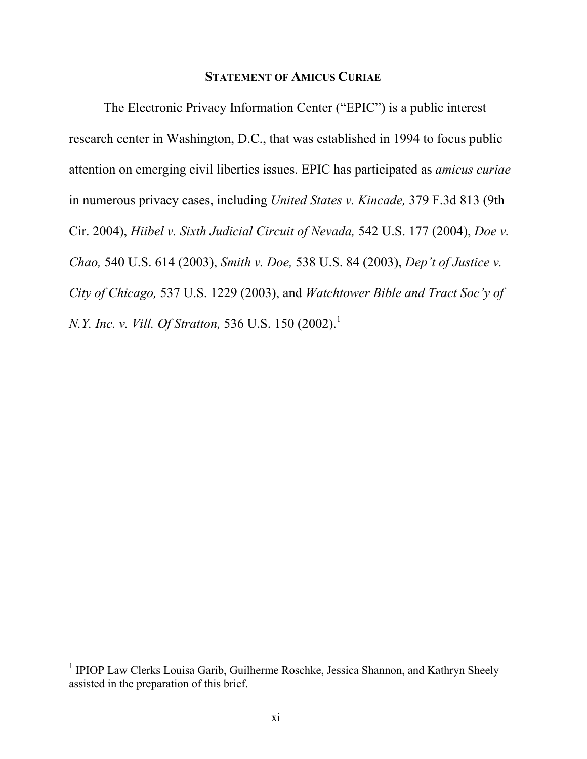## STATEMENT OF AMICUS CURIAE

The Electronic Privacy Information Center ("EPIC") is a public interest research center in Washington, D.C., that was established in 1994 to focus public attention on emerging civil liberties issues. EPIC has participated as *amicus curiae* in numerous privacy cases, including *United States v. Kincade,* 379 F.3d 813 (9th Cir. 2004), *Hiibel v. Sixth Judicial Circuit of Nevada,* 542 U.S. 177 (2004), *Doe v. Chao,* 540 U.S. 614 (2003), *Smith v. Doe,* 538 U.S. 84 (2003), *Dep't of Justice v. City of Chicago,* 537 U.S. 1229 (2003), and *Watchtower Bible and Tract Soc'y of N.Y. Inc. v. Vill. Of Stratton,* 536 U.S. 150 (2002).[1]

---

[1] IPIOP Law Clerks Louisa Garib, Guilherme Roschke, Jessica Shannon, and Kathryn Sheely assisted in the preparation of this brief.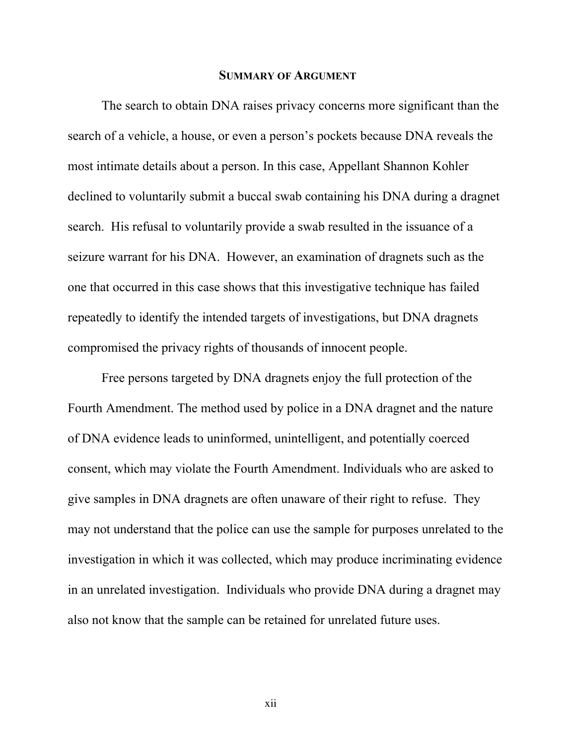## SUMMARY OF ARGUMENT

The search to obtain DNA raises privacy concerns more significant than the search of a vehicle, a house, or even a person's pockets because DNA reveals the most intimate details about a person. In this case, Appellant Shannon Kohler declined to voluntarily submit a buccal swab containing his DNA during a dragnet search. His refusal to voluntarily provide a swab resulted in the issuance of a seizure warrant for his DNA. However, an examination of dragnets such as the one that occurred in this case shows that this investigative technique has failed repeatedly to identify the intended targets of investigations, but DNA dragnets compromised the privacy rights of thousands of innocent people.

Free persons targeted by DNA dragnets enjoy the full protection of the Fourth Amendment. The method used by police in a DNA dragnet and the nature of DNA evidence leads to uninformed, unintelligent, and potentially coerced consent, which may violate the Fourth Amendment. Individuals who are asked to give samples in DNA dragnets are often unaware of their right to refuse. They may not understand that the police can use the sample for purposes unrelated to the investigation in which it was collected, which may produce incriminating evidence in an unrelated investigation. Individuals who provide DNA during a dragnet may also not know that the sample can be retained for unrelated future uses.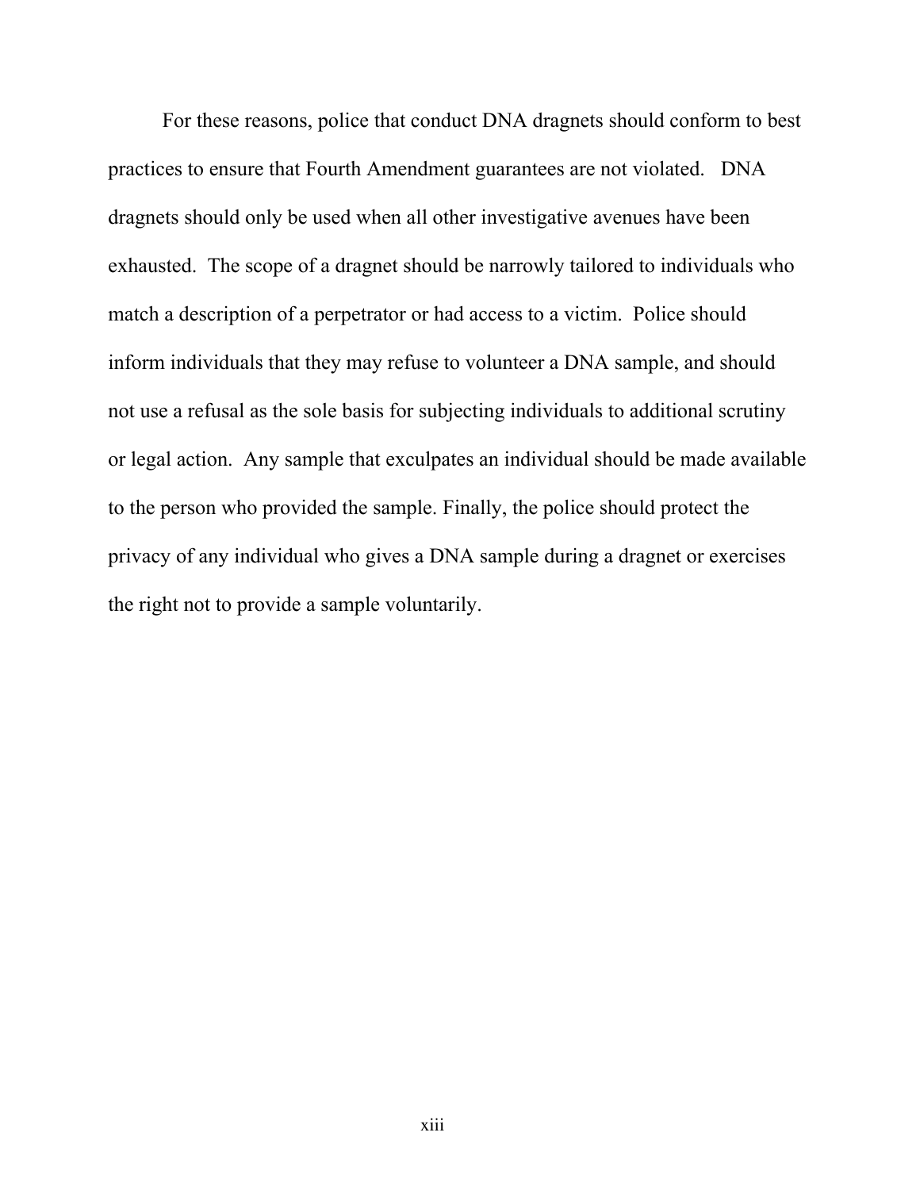For these reasons, police that conduct DNA dragnets should conform to best practices to ensure that Fourth Amendment guarantees are not violated. DNA dragnets should only be used when all other investigative avenues have been exhausted. The scope of a dragnet should be narrowly tailored to individuals who match a description of a perpetrator or had access to a victim. Police should inform individuals that they may refuse to volunteer a DNA sample, and should not use a refusal as the sole basis for subjecting individuals to additional scrutiny or legal action. Any sample that exculpates an individual should be made available to the person who provided the sample. Finally, the police should protect the privacy of any individual who gives a DNA sample during a dragnet or exercises the right not to provide a sample voluntarily.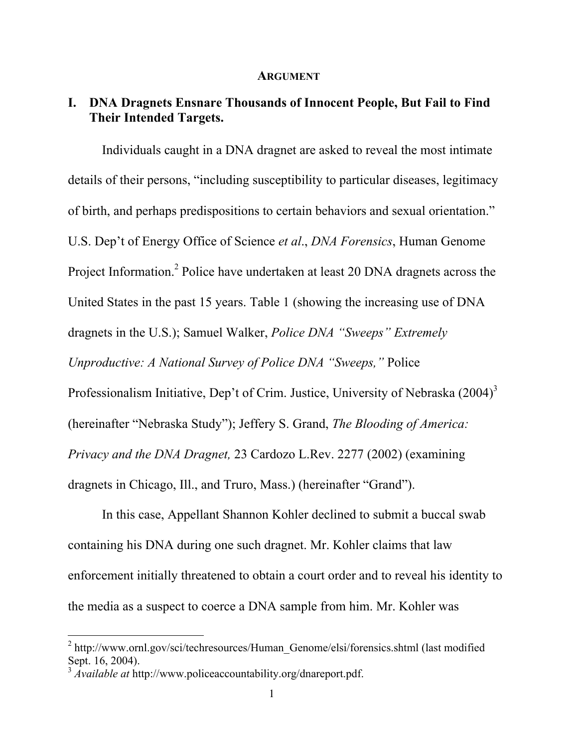## ARGUMENT

### I. DNA Dragnets Ensnare Thousands of Innocent People, But Fail to Find Their Intended Targets.

Individuals caught in a DNA dragnet are asked to reveal the most intimate details of their persons, "including susceptibility to particular diseases, legitimacy of birth, and perhaps predispositions to certain behaviors and sexual orientation." U.S. Dep't of Energy Office of Science *et al*., *DNA Forensics*, Human Genome Project Information.[2] Police have undertaken at least 20 DNA dragnets across the United States in the past 15 years. Table 1 (showing the increasing use of DNA dragnets in the U.S.); Samuel Walker, *Police DNA "Sweeps" Extremely Unproductive: A National Survey of Police DNA "Sweeps,"* Police Professionalism Initiative, Dep't of Crim. Justice, University of Nebraska (2004)[3] (hereinafter "Nebraska Study"); Jeffery S. Grand, *The Blooding of America: Privacy and the DNA Dragnet,* 23 Cardozo L.Rev. 2277 (2002) (examining dragnets in Chicago, Ill., and Truro, Mass.) (hereinafter "Grand").

In this case, Appellant Shannon Kohler declined to submit a buccal swab containing his DNA during one such dragnet. Mr. Kohler claims that law enforcement initially threatened to obtain a court order and to reveal his identity to the media as a suspect to coerce a DNA sample from him. Mr. Kohler was

---

[2] http://www.ornl.gov/sci/techresources/Human_Genome/elsi/forensics.shtml (last modified Sept. 16, 2004).

[3] *Available at* http://www.policeaccountability.org/dnareport.pdf.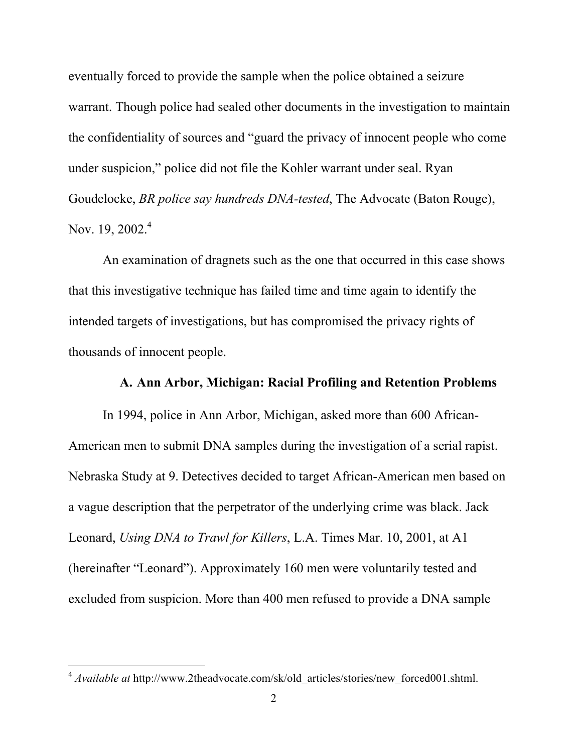eventually forced to provide the sample when the police obtained a seizure warrant. Though police had sealed other documents in the investigation to maintain the confidentiality of sources and "guard the privacy of innocent people who come under suspicion," police did not file the Kohler warrant under seal. Ryan Goudelocke, *BR police say hundreds DNA-tested*, The Advocate (Baton Rouge), Nov. 19, 2002.[4]

An examination of dragnets such as the one that occurred in this case shows that this investigative technique has failed time and time again to identify the intended targets of investigations, but has compromised the privacy rights of thousands of innocent people.

### A. Ann Arbor, Michigan: Racial Profiling and Retention Problems

In 1994, police in Ann Arbor, Michigan, asked more than 600 African-American men to submit DNA samples during the investigation of a serial rapist. Nebraska Study at 9. Detectives decided to target African-American men based on a vague description that the perpetrator of the underlying crime was black. Jack Leonard, *Using DNA to Trawl for Killers*, L.A. Times Mar. 10, 2001, at A1 (hereinafter "Leonard"). Approximately 160 men were voluntarily tested and excluded from suspicion. More than 400 men refused to provide a DNA sample

[4] *Available at* http://www.2theadvocate.com/sk/old_articles/stories/new_forced001.shtml.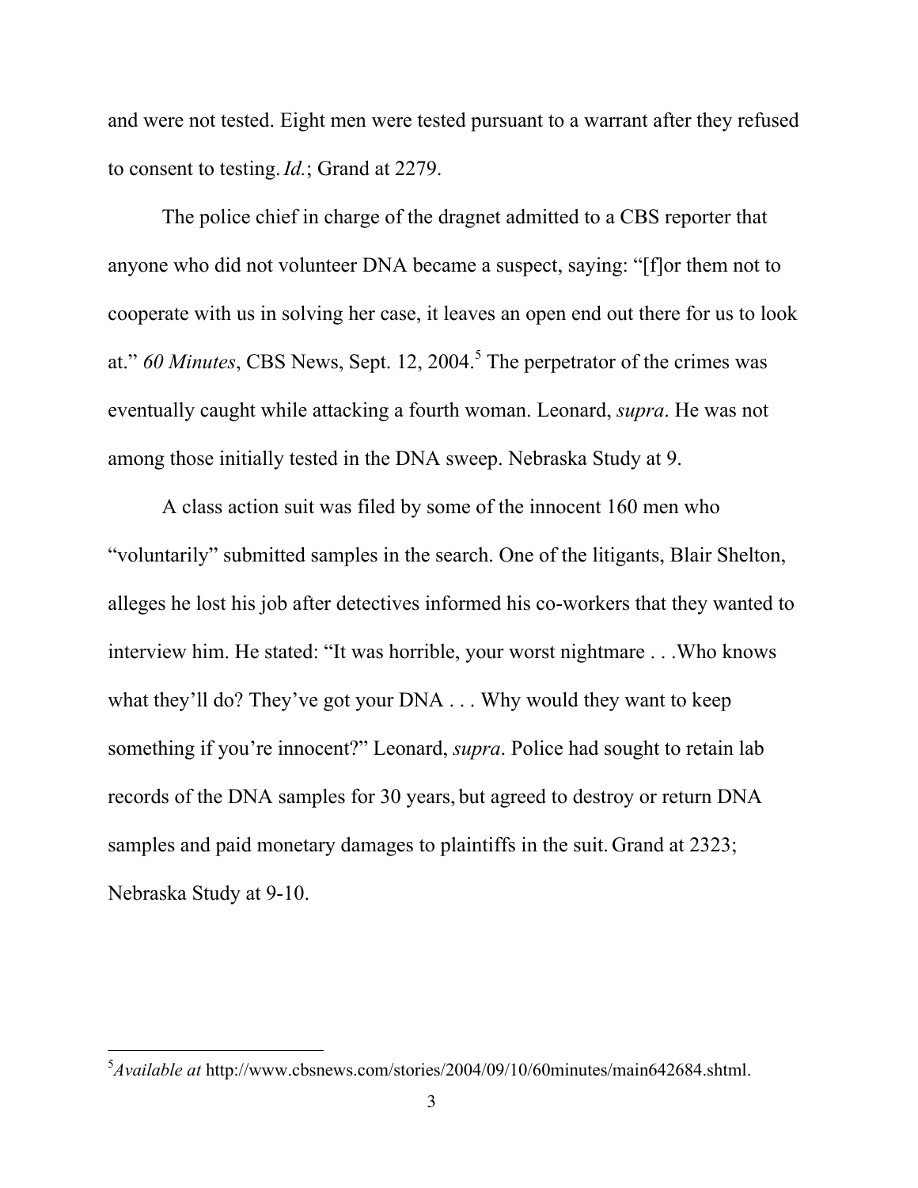and were not tested. Eight men were tested pursuant to a warrant after they refused to consent to testing. *Id.*; Grand at 2279.

The police chief in charge of the dragnet admitted to a CBS reporter that anyone who did not volunteer DNA became a suspect, saying: "[f]or them not to cooperate with us in solving her case, it leaves an open end out there for us to look at." *60 Minutes*, CBS News, Sept. 12, 2004.[5] The perpetrator of the crimes was eventually caught while attacking a fourth woman. Leonard, *supra*. He was not among those initially tested in the DNA sweep. Nebraska Study at 9.

A class action suit was filed by some of the innocent 160 men who "voluntarily" submitted samples in the search. One of the litigants, Blair Shelton, alleges he lost his job after detectives informed his co-workers that they wanted to interview him. He stated: "It was horrible, your worst nightmare . . .Who knows what they'll do? They've got your DNA . . . Why would they want to keep something if you're innocent?" Leonard, *supra*. Police had sought to retain lab records of the DNA samples for 30 years, but agreed to destroy or return DNA samples and paid monetary damages to plaintiffs in the suit. Grand at 2323; Nebraska Study at 9-10.

---

[5] *Available at* http://www.cbsnews.com/stories/2004/09/10/60minutes/main642684.shtml.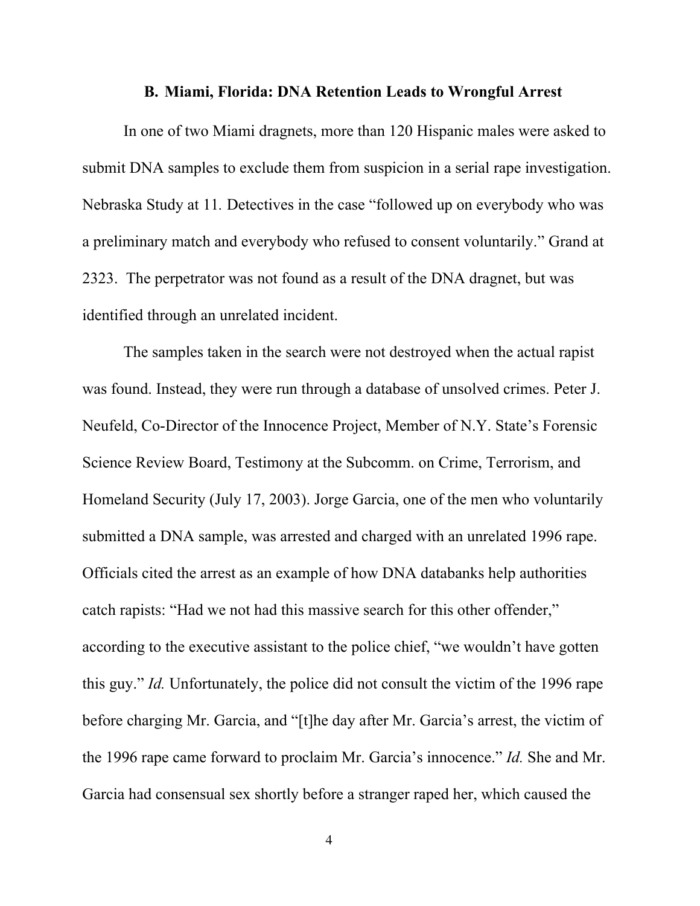### B. Miami, Florida: DNA Retention Leads to Wrongful Arrest

In one of two Miami dragnets, more than 120 Hispanic males were asked to submit DNA samples to exclude them from suspicion in a serial rape investigation. Nebraska Study at 11. Detectives in the case "followed up on everybody who was a preliminary match and everybody who refused to consent voluntarily." Grand at 2323. The perpetrator was not found as a result of the DNA dragnet, but was identified through an unrelated incident.

The samples taken in the search were not destroyed when the actual rapist was found. Instead, they were run through a database of unsolved crimes. Peter J. Neufeld, Co-Director of the Innocence Project, Member of N.Y. State's Forensic Science Review Board, Testimony at the Subcomm. on Crime, Terrorism, and Homeland Security (July 17, 2003). Jorge Garcia, one of the men who voluntarily submitted a DNA sample, was arrested and charged with an unrelated 1996 rape. Officials cited the arrest as an example of how DNA databanks help authorities catch rapists: "Had we not had this massive search for this other offender," according to the executive assistant to the police chief, "we wouldn't have gotten this guy." *Id.* Unfortunately, the police did not consult the victim of the 1996 rape before charging Mr. Garcia, and "[t]he day after Mr. Garcia's arrest, the victim of the 1996 rape came forward to proclaim Mr. Garcia's innocence." *Id.* She and Mr. Garcia had consensual sex shortly before a stranger raped her, which caused the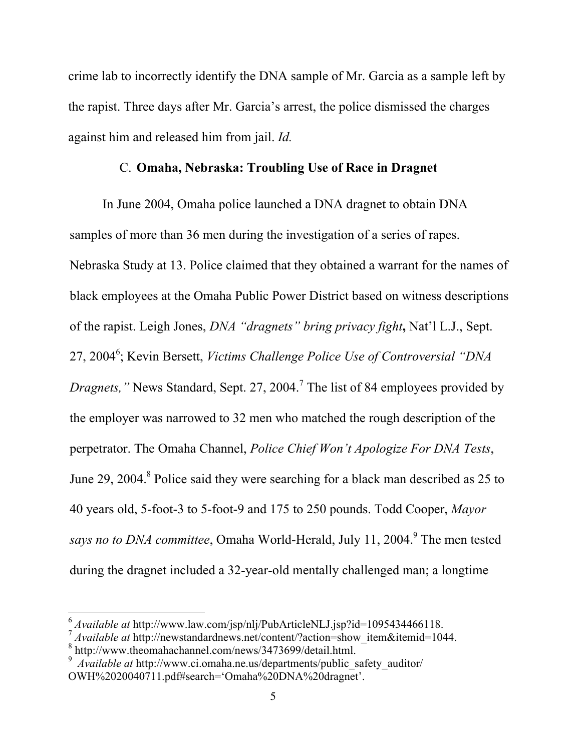crime lab to incorrectly identify the DNA sample of Mr. Garcia as a sample left by the rapist. Three days after Mr. Garcia's arrest, the police dismissed the charges against him and released him from jail. *Id.*

### C. **Omaha, Nebraska: Troubling Use of Race in Dragnet**

In June 2004, Omaha police launched a DNA dragnet to obtain DNA samples of more than 36 men during the investigation of a series of rapes. Nebraska Study at 13. Police claimed that they obtained a warrant for the names of black employees at the Omaha Public Power District based on witness descriptions of the rapist. Leigh Jones, *DNA "dragnets" bring privacy fight***,** Nat'l L.J., Sept. 27, 2004[6]; Kevin Bersett, *Victims Challenge Police Use of Controversial "DNA Dragnets,"* News Standard, Sept. 27, 2004.[7] The list of 84 employees provided by the employer was narrowed to 32 men who matched the rough description of the perpetrator. The Omaha Channel, *Police Chief Won't Apologize For DNA Tests*, June 29, 2004.[8] Police said they were searching for a black man described as 25 to 40 years old, 5-foot-3 to 5-foot-9 and 175 to 250 pounds. Todd Cooper, *Mayor says no to DNA committee*, Omaha World-Herald, July 11, 2004.[9] The men tested during the dragnet included a 32-year-old mentally challenged man; a longtime

---

[6] *Available at* http://www.law.com/jsp/nlj/PubArticleNLJ.jsp?id=1095434466118.

[7] *Available at* http://newstandardnews.net/content/?action=show_item&itemid=1044.

[8] http://www.theomahachannel.com/news/3473699/detail.html.

[9] *Available at* http://www.ci.omaha.ne.us/departments/public_safety_auditor/OWH%2020040711.pdf#search='Omaha%20DNA%20dragnet'.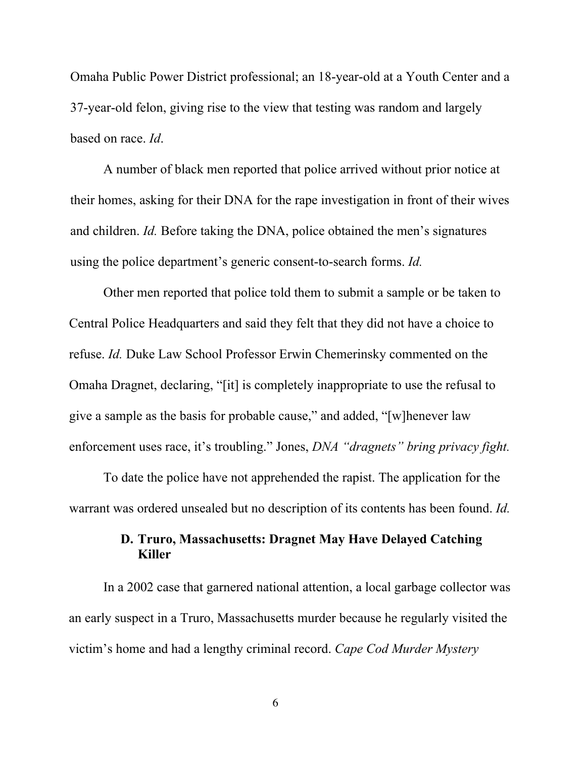Omaha Public Power District professional; an 18-year-old at a Youth Center and a 37-year-old felon, giving rise to the view that testing was random and largely based on race. *Id*.

A number of black men reported that police arrived without prior notice at their homes, asking for their DNA for the rape investigation in front of their wives and children. *Id.* Before taking the DNA, police obtained the men's signatures using the police department's generic consent-to-search forms. *Id.*

Other men reported that police told them to submit a sample or be taken to Central Police Headquarters and said they felt that they did not have a choice to refuse. *Id.* Duke Law School Professor Erwin Chemerinsky commented on the Omaha Dragnet, declaring, "[it] is completely inappropriate to use the refusal to give a sample as the basis for probable cause," and added, "[w]henever law enforcement uses race, it's troubling." Jones, *DNA "dragnets" bring privacy fight.*

To date the police have not apprehended the rapist. The application for the warrant was ordered unsealed but no description of its contents has been found. *Id.*

### D. Truro, Massachusetts: Dragnet May Have Delayed Catching Killer

In a 2002 case that garnered national attention, a local garbage collector was an early suspect in a Truro, Massachusetts murder because he regularly visited the victim's home and had a lengthy criminal record. *Cape Cod Murder Mystery*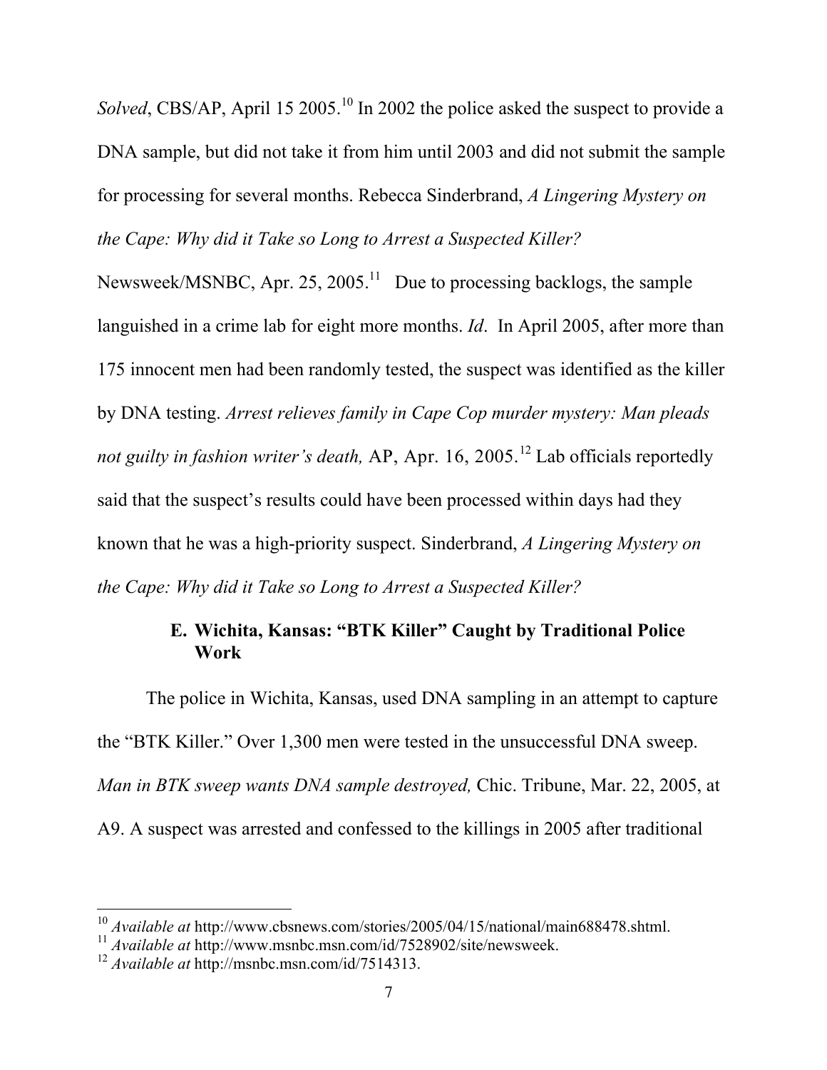*Solved*, CBS/AP, April 15 2005.[10] In 2002 the police asked the suspect to provide a DNA sample, but did not take it from him until 2003 and did not submit the sample for processing for several months. Rebecca Sinderbrand, *A Lingering Mystery on the Cape: Why did it Take so Long to Arrest a Suspected Killer?* Newsweek/MSNBC, Apr. 25, 2005.[11] Due to processing backlogs, the sample languished in a crime lab for eight more months. *Id*. In April 2005, after more than 175 innocent men had been randomly tested, the suspect was identified as the killer by DNA testing. *Arrest relieves family in Cape Cop murder mystery: Man pleads not guilty in fashion writer's death,* AP, Apr. 16, 2005.[12] Lab officials reportedly said that the suspect's results could have been processed within days had they known that he was a high-priority suspect. Sinderbrand, *A Lingering Mystery on the Cape: Why did it Take so Long to Arrest a Suspected Killer?*

### E. Wichita, Kansas: "BTK Killer" Caught by Traditional Police Work

The police in Wichita, Kansas, used DNA sampling in an attempt to capture the "BTK Killer." Over 1,300 men were tested in the unsuccessful DNA sweep. *Man in BTK sweep wants DNA sample destroyed,* Chic. Tribune, Mar. 22, 2005, at A9. A suspect was arrested and confessed to the killings in 2005 after traditional

---

[10] *Available at* http://www.cbsnews.com/stories/2005/04/15/national/main688478.shtml.

[11] *Available at* http://www.msnbc.msn.com/id/7528902/site/newsweek.

[12] *Available at* http://msnbc.msn.com/id/7514313.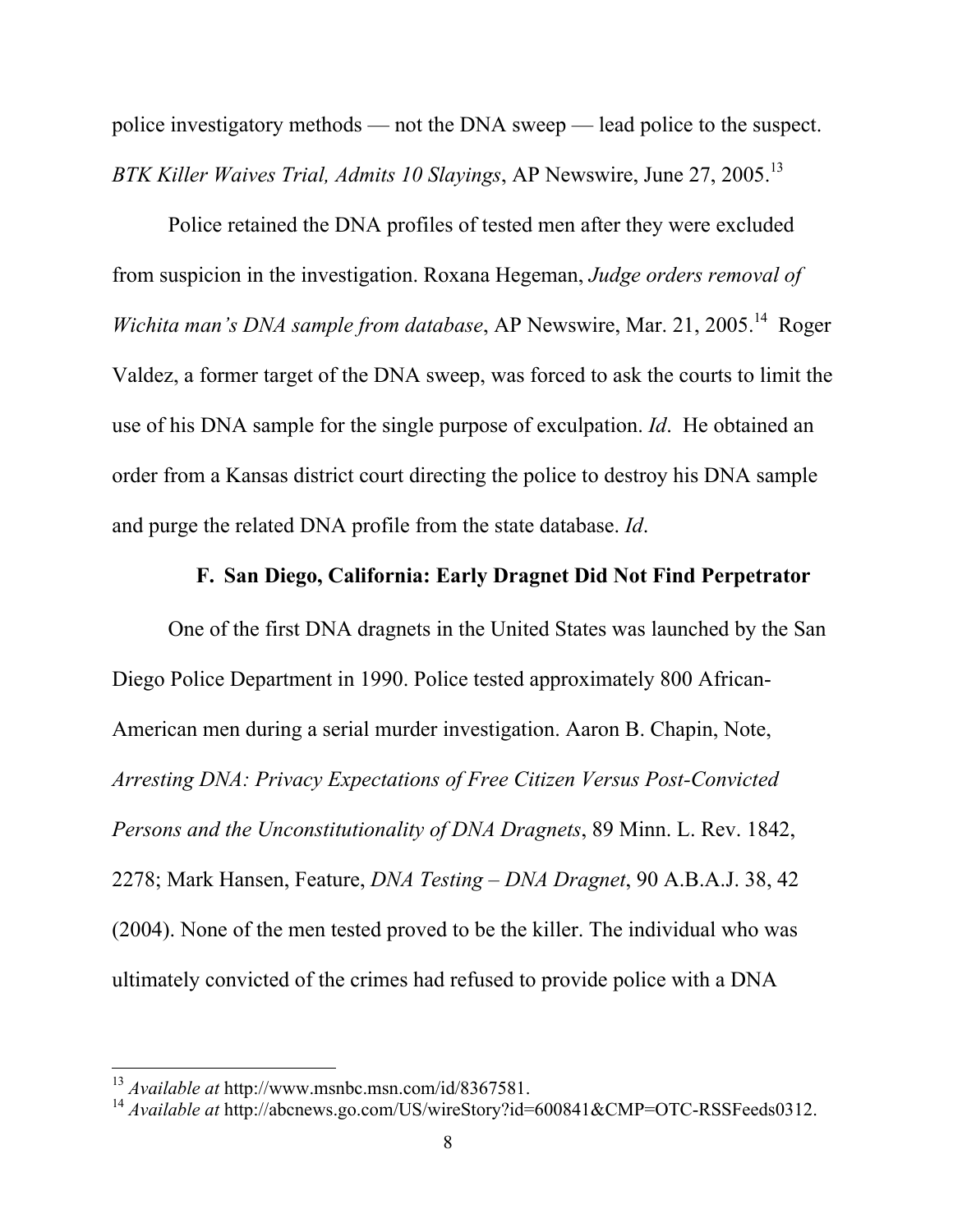police investigatory methods — not the DNA sweep — lead police to the suspect. *BTK Killer Waives Trial, Admits 10 Slayings*, AP Newswire, June 27, 2005.[13]

Police retained the DNA profiles of tested men after they were excluded from suspicion in the investigation. Roxana Hegeman, *Judge orders removal of Wichita man's DNA sample from database*, AP Newswire, Mar. 21, 2005.[14] Roger Valdez, a former target of the DNA sweep, was forced to ask the courts to limit the use of his DNA sample for the single purpose of exculpation. *Id*. He obtained an order from a Kansas district court directing the police to destroy his DNA sample and purge the related DNA profile from the state database. *Id*.

### F. San Diego, California: Early Dragnet Did Not Find Perpetrator

One of the first DNA dragnets in the United States was launched by the San Diego Police Department in 1990. Police tested approximately 800 African-American men during a serial murder investigation. Aaron B. Chapin, Note, *Arresting DNA: Privacy Expectations of Free Citizen Versus Post-Convicted Persons and the Unconstitutionality of DNA Dragnets*, 89 Minn. L. Rev. 1842, 2278; Mark Hansen, Feature, *DNA Testing – DNA Dragnet*, 90 A.B.A.J. 38, 42 (2004). None of the men tested proved to be the killer. The individual who was ultimately convicted of the crimes had refused to provide police with a DNA

---

[13] *Available at* http://www.msnbc.msn.com/id/8367581.

[14] *Available at* http://abcnews.go.com/US/wireStory?id=600841&CMP=OTC-RSSFeeds0312.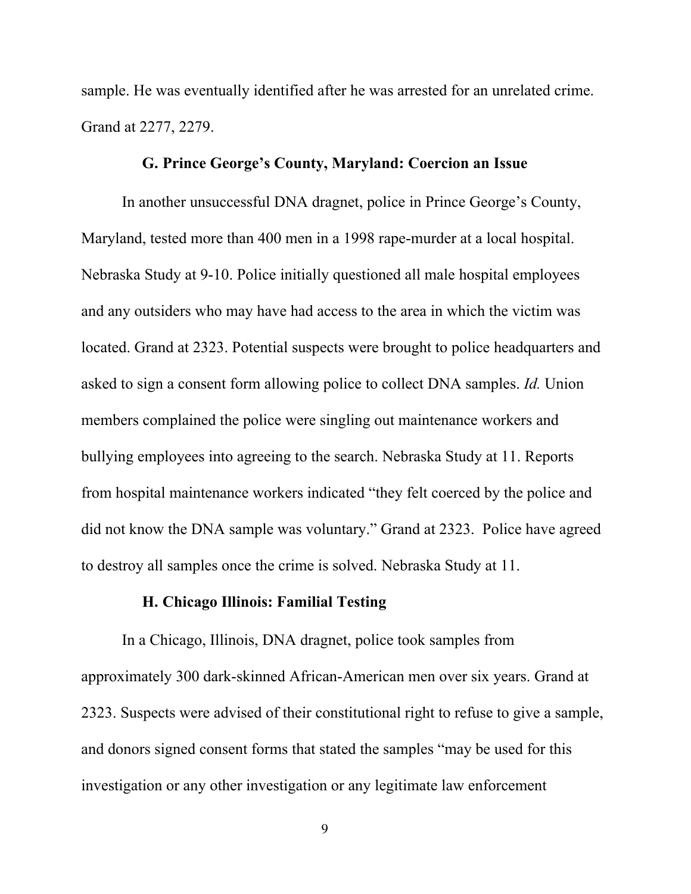sample. He was eventually identified after he was arrested for an unrelated crime. Grand at 2277, 2279.

### G. Prince George's County, Maryland: Coercion an Issue

In another unsuccessful DNA dragnet, police in Prince George's County, Maryland, tested more than 400 men in a 1998 rape-murder at a local hospital. Nebraska Study at 9-10. Police initially questioned all male hospital employees and any outsiders who may have had access to the area in which the victim was located. Grand at 2323. Potential suspects were brought to police headquarters and asked to sign a consent form allowing police to collect DNA samples. *Id.* Union members complained the police were singling out maintenance workers and bullying employees into agreeing to the search. Nebraska Study at 11. Reports from hospital maintenance workers indicated "they felt coerced by the police and did not know the DNA sample was voluntary." Grand at 2323. Police have agreed to destroy all samples once the crime is solved. Nebraska Study at 11.

### H. Chicago Illinois: Familial Testing

In a Chicago, Illinois, DNA dragnet, police took samples from approximately 300 dark-skinned African-American men over six years. Grand at 2323. Suspects were advised of their constitutional right to refuse to give a sample, and donors signed consent forms that stated the samples "may be used for this investigation or any other investigation or any legitimate law enforcement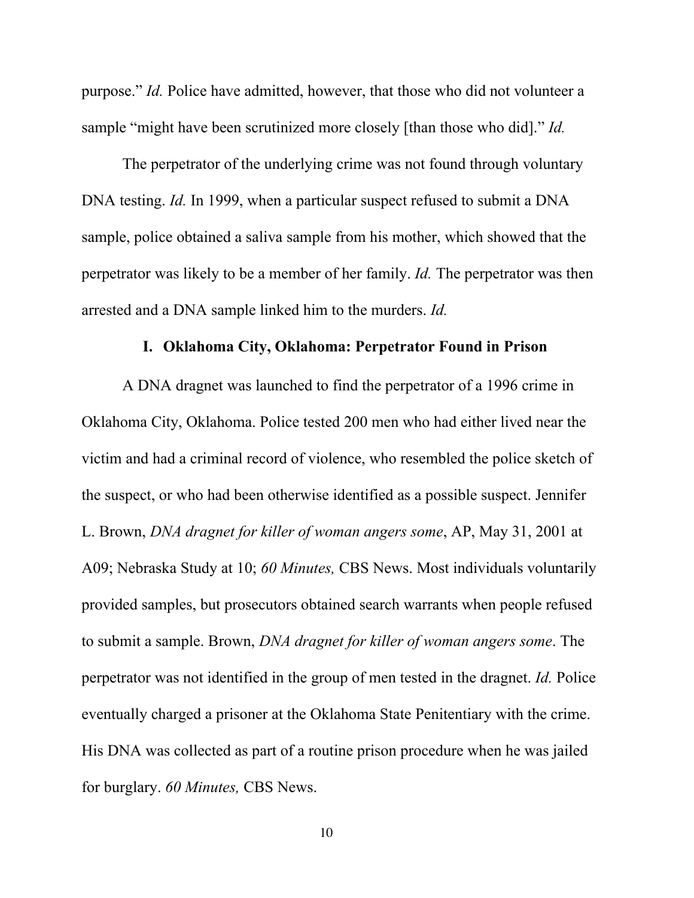purpose." *Id.* Police have admitted, however, that those who did not volunteer a sample "might have been scrutinized more closely [than those who did]." *Id.*

The perpetrator of the underlying crime was not found through voluntary DNA testing. *Id.* In 1999, when a particular suspect refused to submit a DNA sample, police obtained a saliva sample from his mother, which showed that the perpetrator was likely to be a member of her family. *Id.* The perpetrator was then arrested and a DNA sample linked him to the murders. *Id.*

### I. Oklahoma City, Oklahoma: Perpetrator Found in Prison

A DNA dragnet was launched to find the perpetrator of a 1996 crime in Oklahoma City, Oklahoma. Police tested 200 men who had either lived near the victim and had a criminal record of violence, who resembled the police sketch of the suspect, or who had been otherwise identified as a possible suspect. Jennifer L. Brown, *DNA dragnet for killer of woman angers some*, AP, May 31, 2001 at A09; Nebraska Study at 10; *60 Minutes,* CBS News. Most individuals voluntarily provided samples, but prosecutors obtained search warrants when people refused to submit a sample. Brown, *DNA dragnet for killer of woman angers some*. The perpetrator was not identified in the group of men tested in the dragnet. *Id.* Police eventually charged a prisoner at the Oklahoma State Penitentiary with the crime. His DNA was collected as part of a routine prison procedure when he was jailed for burglary. *60 Minutes,* CBS News.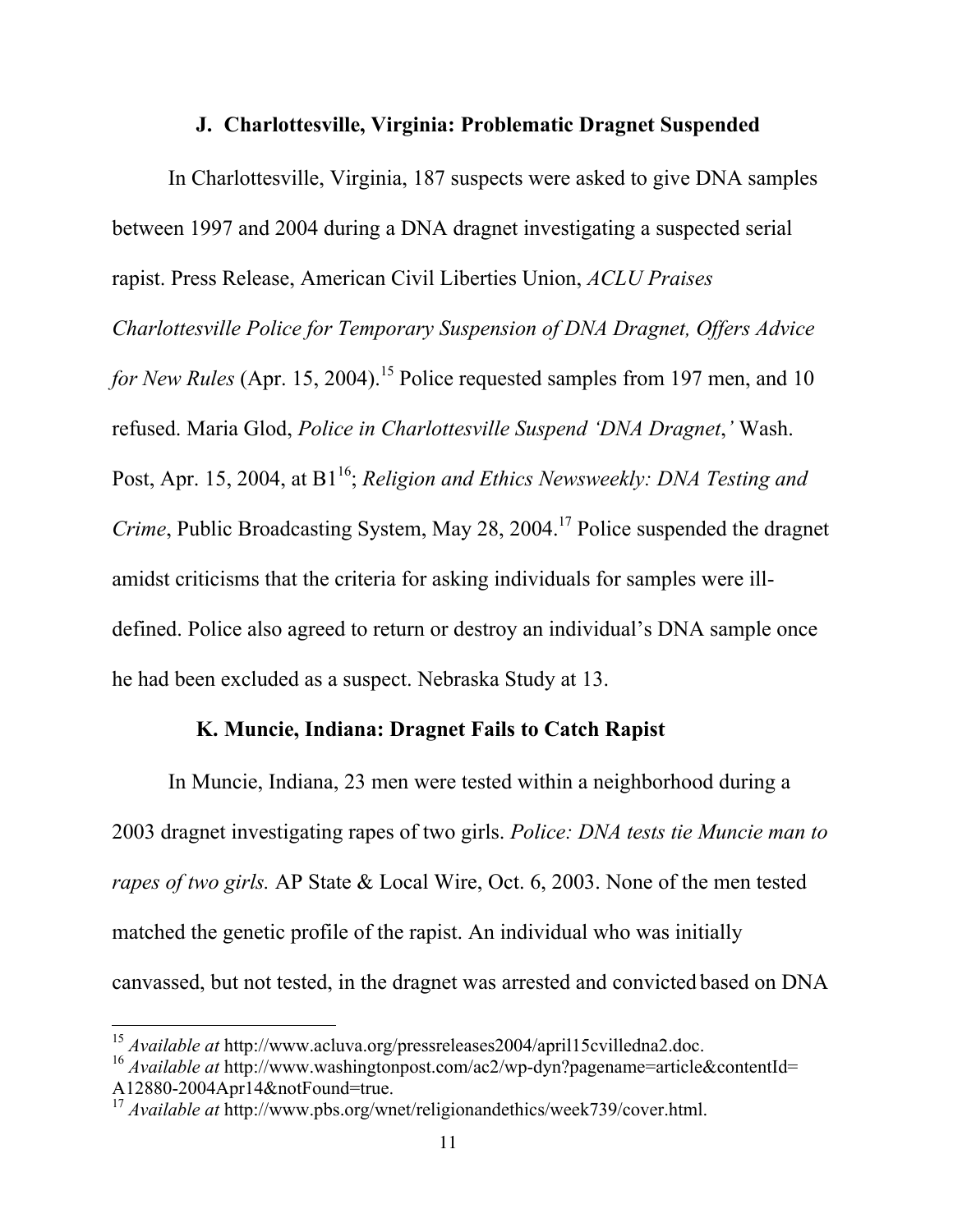### J. Charlottesville, Virginia: Problematic Dragnet Suspended

In Charlottesville, Virginia, 187 suspects were asked to give DNA samples between 1997 and 2004 during a DNA dragnet investigating a suspected serial rapist. Press Release, American Civil Liberties Union, *ACLU Praises Charlottesville Police for Temporary Suspension of DNA Dragnet, Offers Advice for New Rules* (Apr. 15, 2004).[15] Police requested samples from 197 men, and 10 refused. Maria Glod, *Police in Charlottesville Suspend 'DNA Dragnet*,*'* Wash. Post, Apr. 15, 2004, at B1[16]; *Religion and Ethics Newsweekly: DNA Testing and Crime*, Public Broadcasting System, May 28, 2004.[17] Police suspended the dragnet amidst criticisms that the criteria for asking individuals for samples were ill-defined. Police also agreed to return or destroy an individual's DNA sample once he had been excluded as a suspect. Nebraska Study at 13.

### K. Muncie, Indiana: Dragnet Fails to Catch Rapist

In Muncie, Indiana, 23 men were tested within a neighborhood during a 2003 dragnet investigating rapes of two girls. *Police: DNA tests tie Muncie man to rapes of two girls.* AP State & Local Wire, Oct. 6, 2003. None of the men tested matched the genetic profile of the rapist. An individual who was initially canvassed, but not tested, in the dragnet was arrested and convicted based on DNA

---

[15] *Available at* http://www.acluva.org/pressreleases2004/april15cvilledna2.doc.

[16] *Available at* http://www.washingtonpost.com/ac2/wp-dyn?pagename=article&contentId=A12880-2004Apr14&notFound=true.

[17] *Available at* http://www.pbs.org/wnet/religionandethics/week739/cover.html.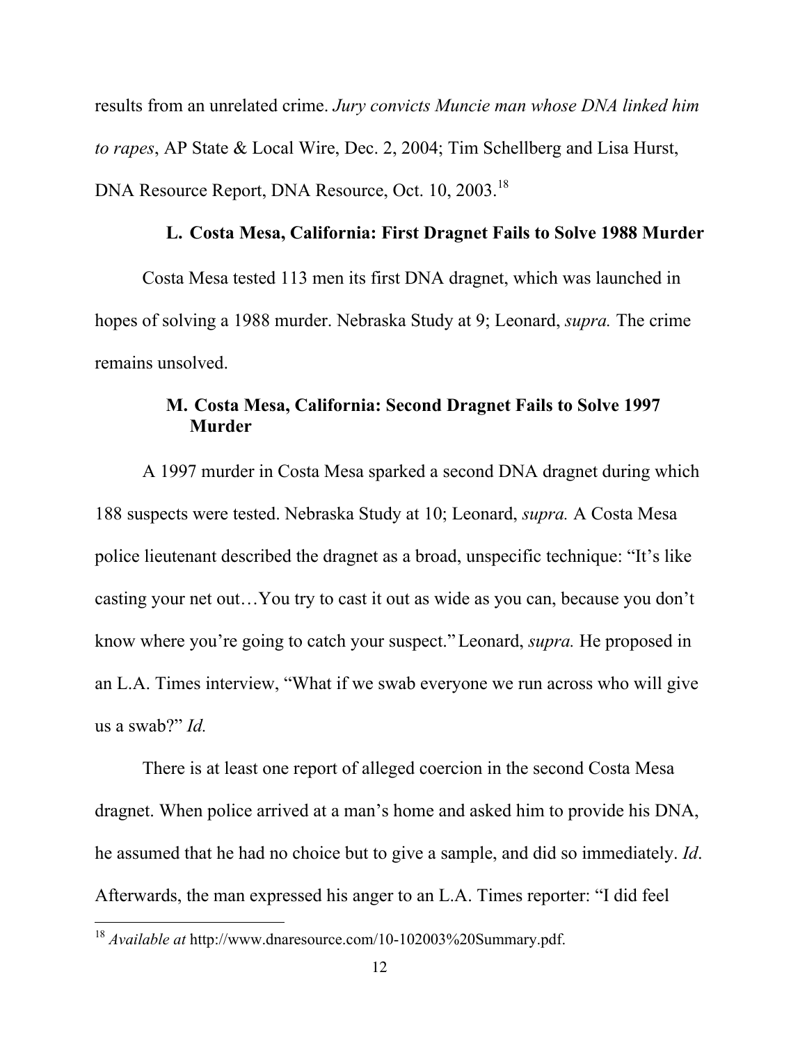results from an unrelated crime. *Jury convicts Muncie man whose DNA linked him to rapes*, AP State & Local Wire, Dec. 2, 2004; Tim Schellberg and Lisa Hurst, DNA Resource Report, DNA Resource, Oct. 10, 2003.[18]

### L. Costa Mesa, California: First Dragnet Fails to Solve 1988 Murder

Costa Mesa tested 113 men its first DNA dragnet, which was launched in hopes of solving a 1988 murder. Nebraska Study at 9; Leonard, *supra.* The crime remains unsolved.

### M. Costa Mesa, California: Second Dragnet Fails to Solve 1997 Murder

A 1997 murder in Costa Mesa sparked a second DNA dragnet during which 188 suspects were tested. Nebraska Study at 10; Leonard, *supra.* A Costa Mesa police lieutenant described the dragnet as a broad, unspecific technique: "It's like casting your net out…You try to cast it out as wide as you can, because you don't know where you're going to catch your suspect." Leonard, *supra.* He proposed in an L.A. Times interview, "What if we swab everyone we run across who will give us a swab?" *Id.*

There is at least one report of alleged coercion in the second Costa Mesa dragnet. When police arrived at a man's home and asked him to provide his DNA, he assumed that he had no choice but to give a sample, and did so immediately. *Id*. Afterwards, the man expressed his anger to an L.A. Times reporter: "I did feel

---

[18] *Available at* http://www.dnaresource.com/10-102003%20Summary.pdf.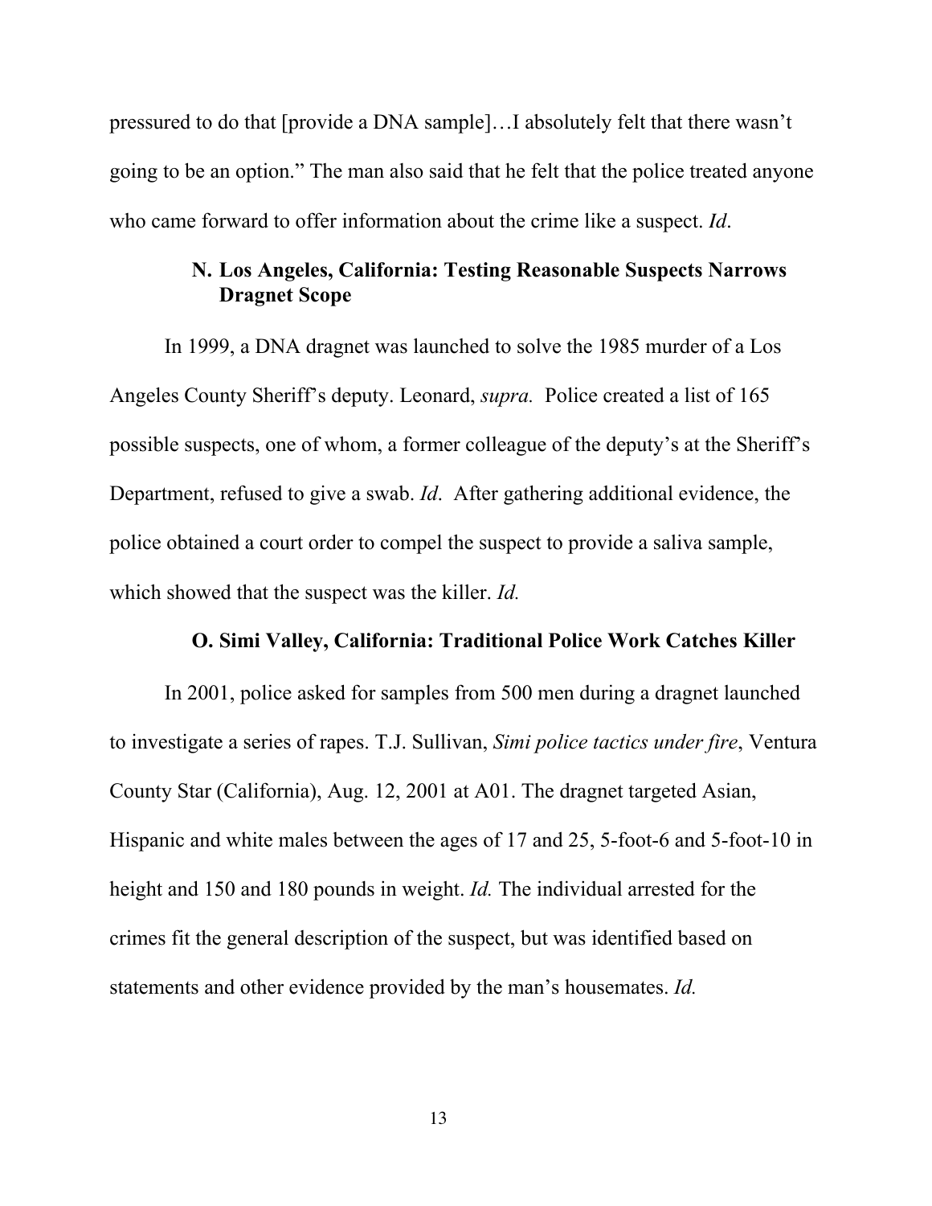pressured to do that [provide a DNA sample]…I absolutely felt that there wasn't going to be an option." The man also said that he felt that the police treated anyone who came forward to offer information about the crime like a suspect. *Id*.

### N. Los Angeles, California: Testing Reasonable Suspects Narrows Dragnet Scope

In 1999, a DNA dragnet was launched to solve the 1985 murder of a Los Angeles County Sheriff's deputy. Leonard, *supra.* Police created a list of 165 possible suspects, one of whom, a former colleague of the deputy's at the Sheriff's Department, refused to give a swab. *Id*. After gathering additional evidence, the police obtained a court order to compel the suspect to provide a saliva sample, which showed that the suspect was the killer. *Id.*

### O. Simi Valley, California: Traditional Police Work Catches Killer

In 2001, police asked for samples from 500 men during a dragnet launched to investigate a series of rapes. T.J. Sullivan, *Simi police tactics under fire*, Ventura County Star (California), Aug. 12, 2001 at A01. The dragnet targeted Asian, Hispanic and white males between the ages of 17 and 25, 5-foot-6 and 5-foot-10 in height and 150 and 180 pounds in weight. *Id.* The individual arrested for the crimes fit the general description of the suspect, but was identified based on statements and other evidence provided by the man's housemates. *Id.*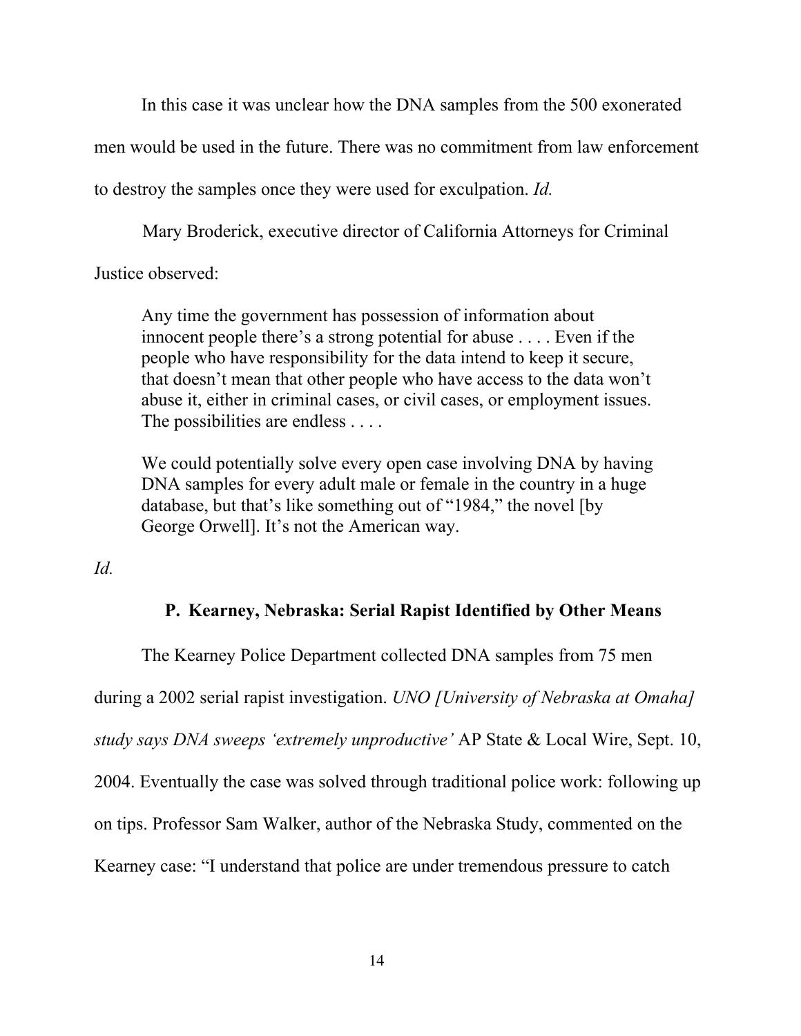In this case it was unclear how the DNA samples from the 500 exonerated men would be used in the future. There was no commitment from law enforcement to destroy the samples once they were used for exculpation. *Id.*

Mary Broderick, executive director of California Attorneys for Criminal Justice observed:

> Any time the government has possession of information about innocent people there's a strong potential for abuse . . . . Even if the people who have responsibility for the data intend to keep it secure, that doesn't mean that other people who have access to the data won't abuse it, either in criminal cases, or civil cases, or employment issues. The possibilities are endless . . . .
>
> We could potentially solve every open case involving DNA by having DNA samples for every adult male or female in the country in a huge database, but that's like something out of "1984," the novel [by George Orwell]. It's not the American way.

*Id.*

### P. Kearney, Nebraska: Serial Rapist Identified by Other Means

The Kearney Police Department collected DNA samples from 75 men during a 2002 serial rapist investigation. *UNO [University of Nebraska at Omaha] study says DNA sweeps 'extremely unproductive'* AP State & Local Wire, Sept. 10, 2004. Eventually the case was solved through traditional police work: following up on tips. Professor Sam Walker, author of the Nebraska Study, commented on the Kearney case: "I understand that police are under tremendous pressure to catch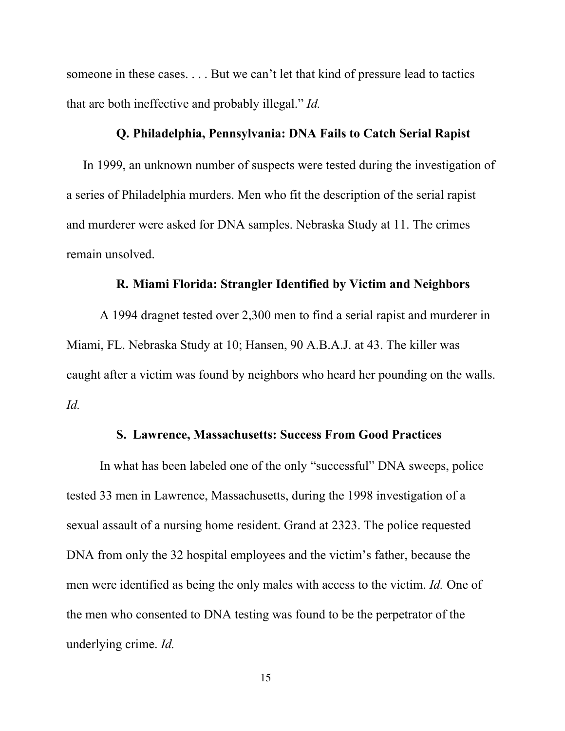someone in these cases. . . . But we can't let that kind of pressure lead to tactics that are both ineffective and probably illegal." *Id.*

### Q. Philadelphia, Pennsylvania: DNA Fails to Catch Serial Rapist

In 1999, an unknown number of suspects were tested during the investigation of a series of Philadelphia murders. Men who fit the description of the serial rapist and murderer were asked for DNA samples. Nebraska Study at 11. The crimes remain unsolved.

### R. Miami Florida: Strangler Identified by Victim and Neighbors

A 1994 dragnet tested over 2,300 men to find a serial rapist and murderer in Miami, FL. Nebraska Study at 10; Hansen, 90 A.B.A.J. at 43. The killer was caught after a victim was found by neighbors who heard her pounding on the walls. *Id.*

### S. Lawrence, Massachusetts: Success From Good Practices

In what has been labeled one of the only "successful" DNA sweeps, police tested 33 men in Lawrence, Massachusetts, during the 1998 investigation of a sexual assault of a nursing home resident. Grand at 2323. The police requested DNA from only the 32 hospital employees and the victim's father, because the men were identified as being the only males with access to the victim. *Id.* One of the men who consented to DNA testing was found to be the perpetrator of the underlying crime. *Id.*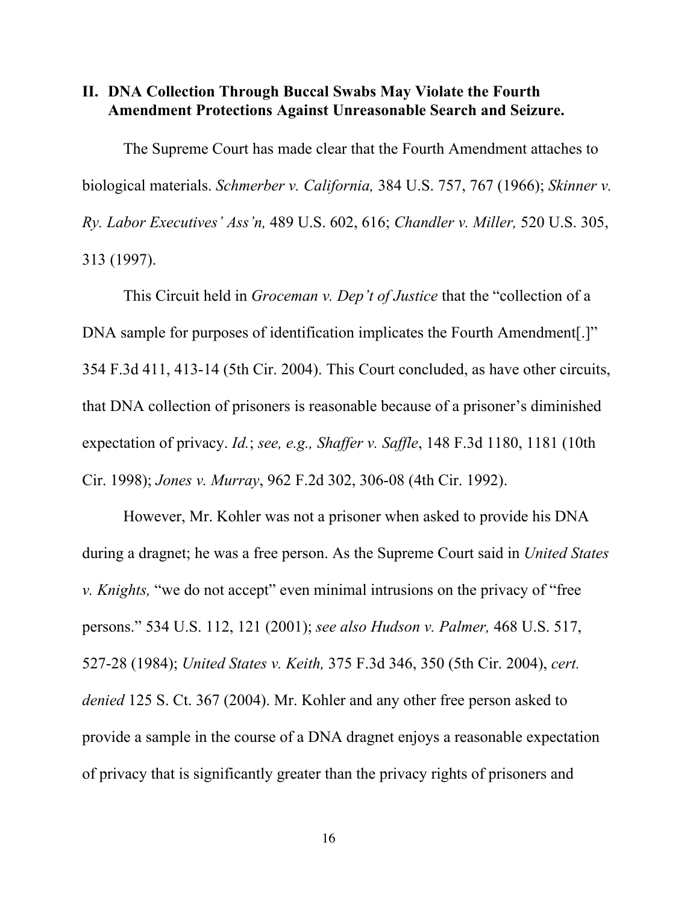## II. DNA Collection Through Buccal Swabs May Violate the Fourth Amendment Protections Against Unreasonable Search and Seizure.

The Supreme Court has made clear that the Fourth Amendment attaches to biological materials. *Schmerber v. California,* 384 U.S. 757, 767 (1966); *Skinner v. Ry. Labor Executives' Ass'n,* 489 U.S. 602, 616; *Chandler v. Miller,* 520 U.S. 305, 313 (1997).

This Circuit held in *Groceman v. Dep't of Justice* that the "collection of a DNA sample for purposes of identification implicates the Fourth Amendment[.]" 354 F.3d 411, 413-14 (5th Cir. 2004). This Court concluded, as have other circuits, that DNA collection of prisoners is reasonable because of a prisoner's diminished expectation of privacy. *Id.*; *see, e.g., Shaffer v. Saffle*, 148 F.3d 1180, 1181 (10th Cir. 1998); *Jones v. Murray*, 962 F.2d 302, 306-08 (4th Cir. 1992).

However, Mr. Kohler was not a prisoner when asked to provide his DNA during a dragnet; he was a free person. As the Supreme Court said in *United States v. Knights,* "we do not accept" even minimal intrusions on the privacy of "free persons." 534 U.S. 112, 121 (2001); *see also Hudson v. Palmer,* 468 U.S. 517, 527-28 (1984); *United States v. Keith,* 375 F.3d 346, 350 (5th Cir. 2004), *cert. denied* 125 S. Ct. 367 (2004). Mr. Kohler and any other free person asked to provide a sample in the course of a DNA dragnet enjoys a reasonable expectation of privacy that is significantly greater than the privacy rights of prisoners and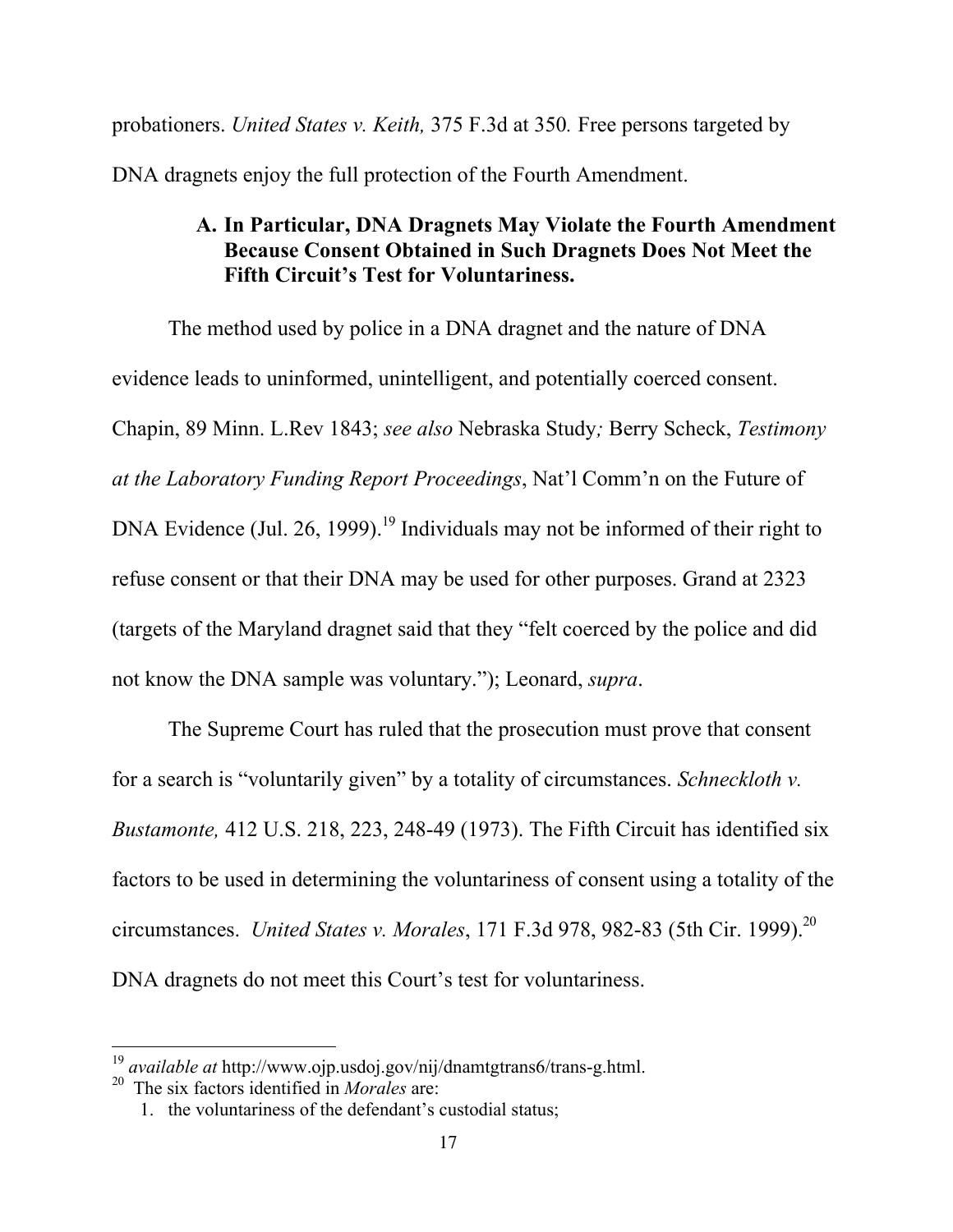probationers. *United States v. Keith,* 375 F.3d at 350*.* Free persons targeted by DNA dragnets enjoy the full protection of the Fourth Amendment.

### A. In Particular, DNA Dragnets May Violate the Fourth Amendment Because Consent Obtained in Such Dragnets Does Not Meet the Fifth Circuit's Test for Voluntariness.

The method used by police in a DNA dragnet and the nature of DNA evidence leads to uninformed, unintelligent, and potentially coerced consent. Chapin, 89 Minn. L.Rev 1843; *see also* Nebraska Study*;* Berry Scheck, *Testimony at the Laboratory Funding Report Proceedings*, Nat'l Comm'n on the Future of DNA Evidence (Jul. 26, 1999).[19] Individuals may not be informed of their right to refuse consent or that their DNA may be used for other purposes. Grand at 2323 (targets of the Maryland dragnet said that they "felt coerced by the police and did not know the DNA sample was voluntary."); Leonard, *supra*.

The Supreme Court has ruled that the prosecution must prove that consent for a search is "voluntarily given" by a totality of circumstances. *Schneckloth v. Bustamonte,* 412 U.S. 218, 223, 248-49 (1973). The Fifth Circuit has identified six factors to be used in determining the voluntariness of consent using a totality of the circumstances. *United States v. Morales*, 171 F.3d 978, 982-83 (5th Cir. 1999).[20] DNA dragnets do not meet this Court's test for voluntariness.

---

[19] *available at* http://www.ojp.usdoj.gov/nij/dnamtgtrans6/trans-g.html.

[20] The six factors identified in *Morales* are:

1. the voluntariness of the defendant's custodial status;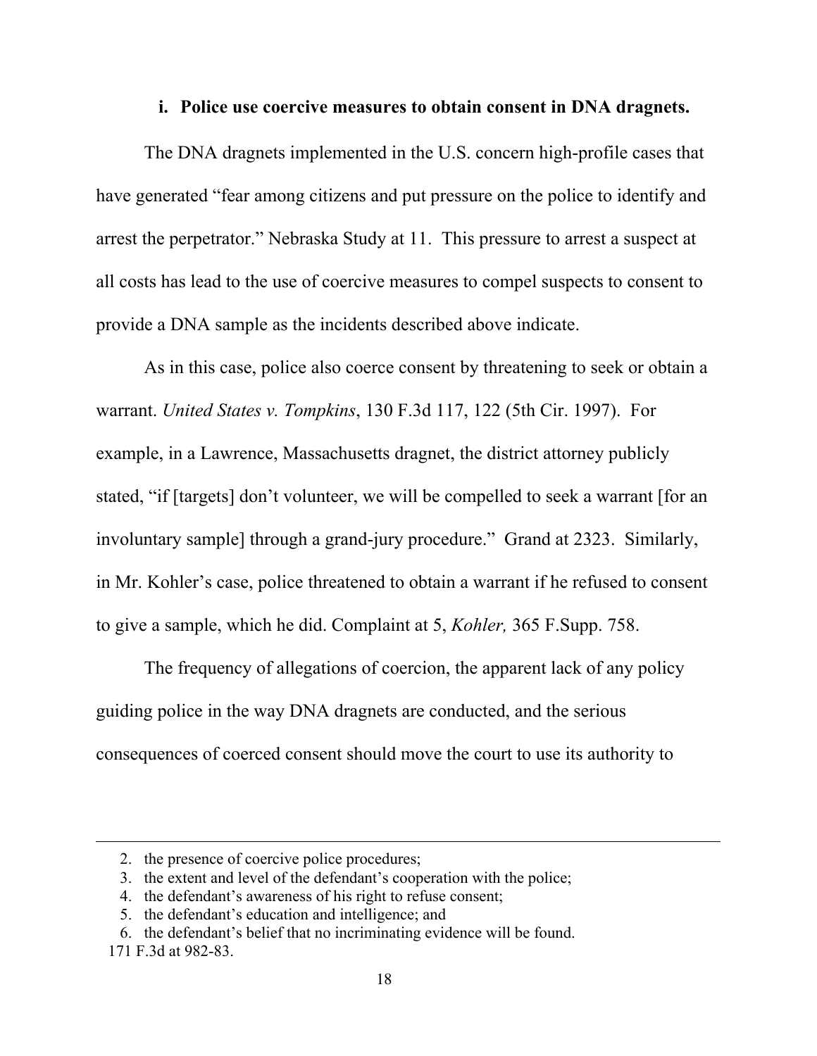### i. Police use coercive measures to obtain consent in DNA dragnets.

The DNA dragnets implemented in the U.S. concern high-profile cases that have generated "fear among citizens and put pressure on the police to identify and arrest the perpetrator." Nebraska Study at 11. This pressure to arrest a suspect at all costs has lead to the use of coercive measures to compel suspects to consent to provide a DNA sample as the incidents described above indicate.

As in this case, police also coerce consent by threatening to seek or obtain a warrant. *United States v. Tompkins*, 130 F.3d 117, 122 (5th Cir. 1997). For example, in a Lawrence, Massachusetts dragnet, the district attorney publicly stated, "if [targets] don't volunteer, we will be compelled to seek a warrant [for an involuntary sample] through a grand-jury procedure." Grand at 2323. Similarly, in Mr. Kohler's case, police threatened to obtain a warrant if he refused to consent to give a sample, which he did. Complaint at 5, *Kohler,* 365 F.Supp. 758.

The frequency of allegations of coercion, the apparent lack of any policy guiding police in the way DNA dragnets are conducted, and the serious consequences of coerced consent should move the court to use its authority to

---

2. the presence of coercive police procedures;
3. the extent and level of the defendant's cooperation with the police;
4. the defendant's awareness of his right to refuse consent;
5. the defendant's education and intelligence; and
6. the defendant's belief that no incriminating evidence will be found.

171 F.3d at 982-83.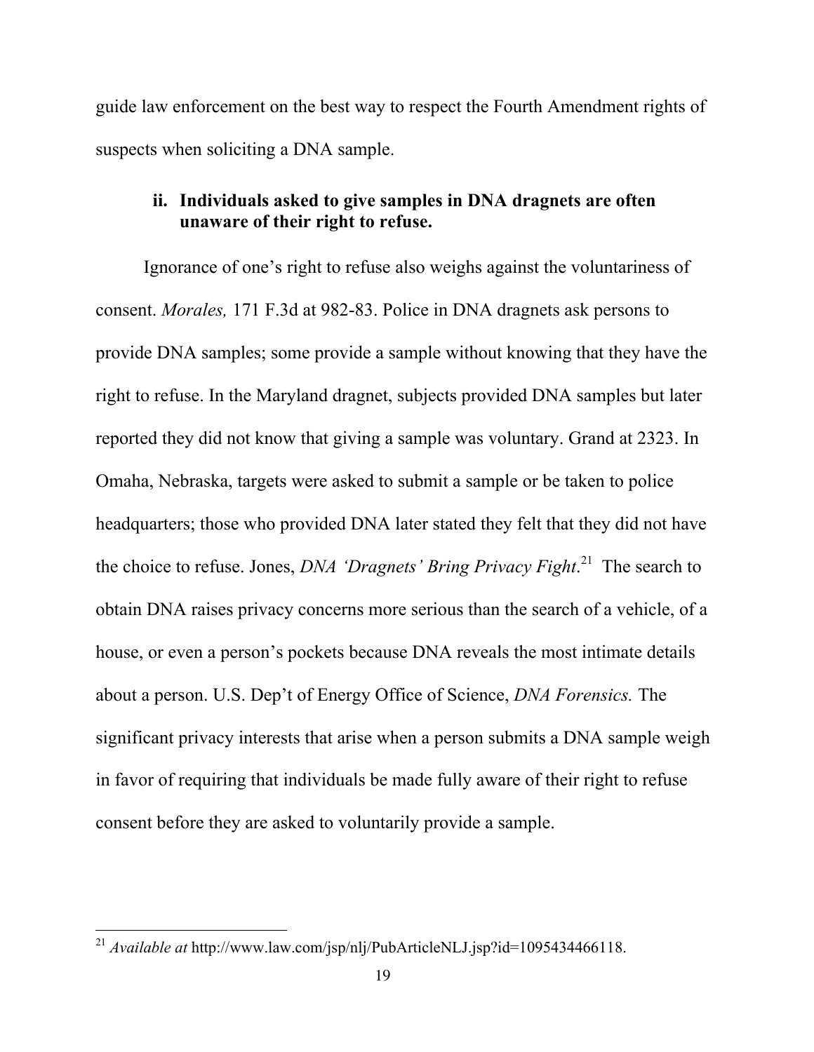guide law enforcement on the best way to respect the Fourth Amendment rights of suspects when soliciting a DNA sample.

### ii. Individuals asked to give samples in DNA dragnets are often unaware of their right to refuse.

Ignorance of one's right to refuse also weighs against the voluntariness of consent. *Morales,* 171 F.3d at 982-83. Police in DNA dragnets ask persons to provide DNA samples; some provide a sample without knowing that they have the right to refuse. In the Maryland dragnet, subjects provided DNA samples but later reported they did not know that giving a sample was voluntary. Grand at 2323. In Omaha, Nebraska, targets were asked to submit a sample or be taken to police headquarters; those who provided DNA later stated they felt that they did not have the choice to refuse. Jones, *DNA 'Dragnets' Bring Privacy Fight*.[21] The search to obtain DNA raises privacy concerns more serious than the search of a vehicle, of a house, or even a person's pockets because DNA reveals the most intimate details about a person. U.S. Dep't of Energy Office of Science, *DNA Forensics.* The significant privacy interests that arise when a person submits a DNA sample weigh in favor of requiring that individuals be made fully aware of their right to refuse consent before they are asked to voluntarily provide a sample.

---

[21] *Available at* http://www.law.com/jsp/nlj/PubArticleNLJ.jsp?id=1095434466118.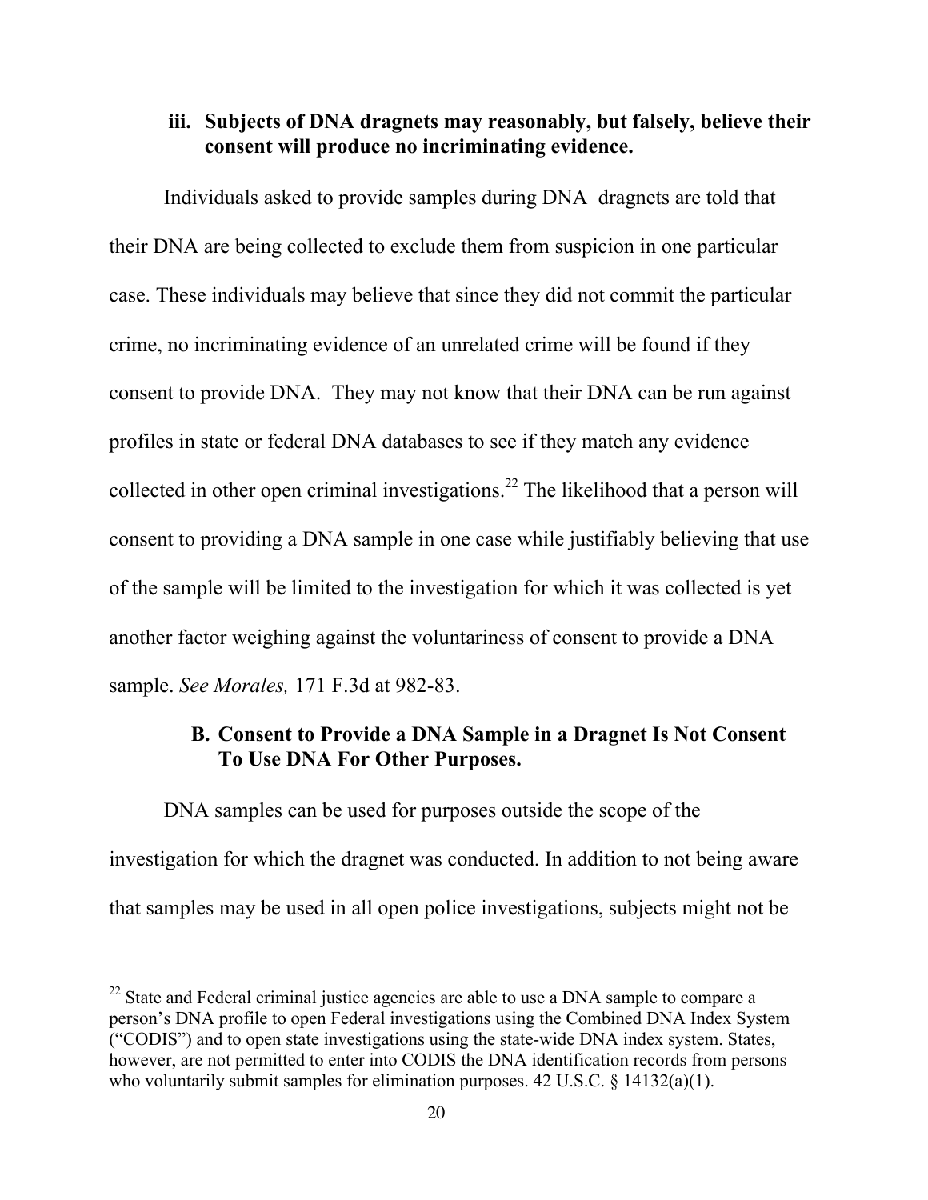### iii. Subjects of DNA dragnets may reasonably, but falsely, believe their consent will produce no incriminating evidence.

Individuals asked to provide samples during DNA dragnets are told that their DNA are being collected to exclude them from suspicion in one particular case. These individuals may believe that since they did not commit the particular crime, no incriminating evidence of an unrelated crime will be found if they consent to provide DNA. They may not know that their DNA can be run against profiles in state or federal DNA databases to see if they match any evidence collected in other open criminal investigations.[22] The likelihood that a person will consent to providing a DNA sample in one case while justifiably believing that use of the sample will be limited to the investigation for which it was collected is yet another factor weighing against the voluntariness of consent to provide a DNA sample. *See Morales,* 171 F.3d at 982-83.

## B. Consent to Provide a DNA Sample in a Dragnet Is Not Consent To Use DNA For Other Purposes.

DNA samples can be used for purposes outside the scope of the investigation for which the dragnet was conducted. In addition to not being aware that samples may be used in all open police investigations, subjects might not be

---

[22] State and Federal criminal justice agencies are able to use a DNA sample to compare a person's DNA profile to open Federal investigations using the Combined DNA Index System ("CODIS") and to open state investigations using the state-wide DNA index system. States, however, are not permitted to enter into CODIS the DNA identification records from persons who voluntarily submit samples for elimination purposes. 42 U.S.C. § 14132(a)(1).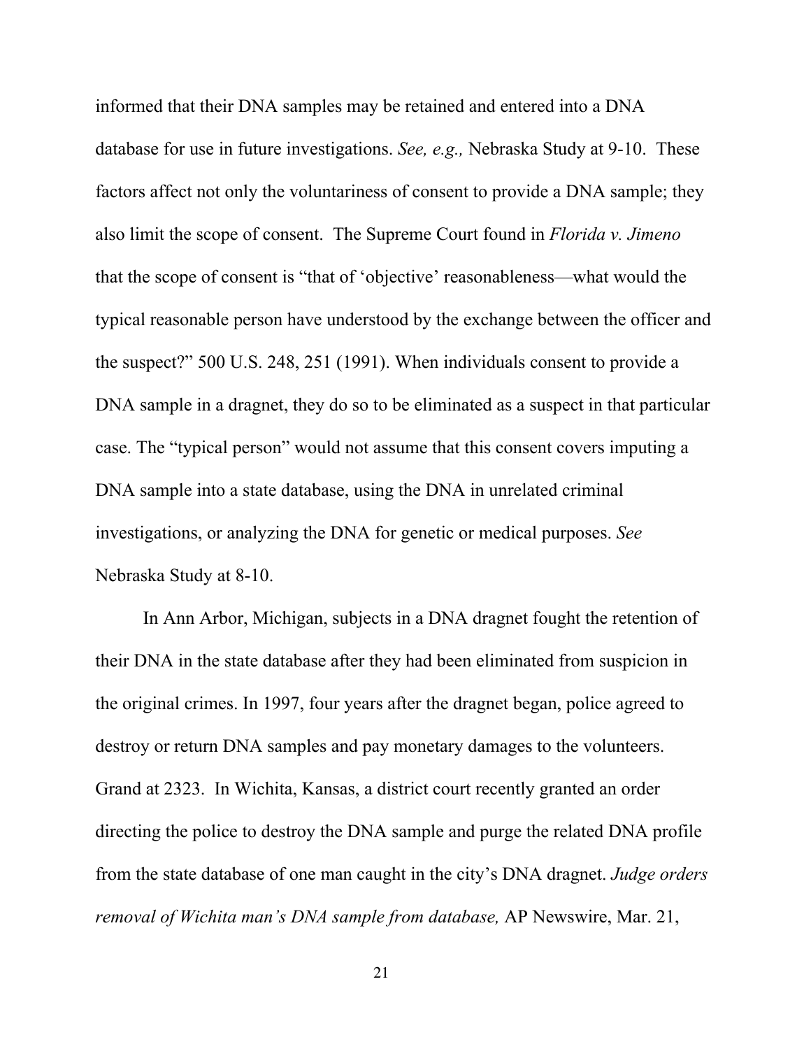informed that their DNA samples may be retained and entered into a DNA database for use in future investigations. *See, e.g.,* Nebraska Study at 9-10. These factors affect not only the voluntariness of consent to provide a DNA sample; they also limit the scope of consent. The Supreme Court found in *Florida v. Jimeno* that the scope of consent is "that of 'objective' reasonableness—what would the typical reasonable person have understood by the exchange between the officer and the suspect?" 500 U.S. 248, 251 (1991). When individuals consent to provide a DNA sample in a dragnet, they do so to be eliminated as a suspect in that particular case. The "typical person" would not assume that this consent covers imputing a DNA sample into a state database, using the DNA in unrelated criminal investigations, or analyzing the DNA for genetic or medical purposes. *See* Nebraska Study at 8-10.

In Ann Arbor, Michigan, subjects in a DNA dragnet fought the retention of their DNA in the state database after they had been eliminated from suspicion in the original crimes. In 1997, four years after the dragnet began, police agreed to destroy or return DNA samples and pay monetary damages to the volunteers. Grand at 2323. In Wichita, Kansas, a district court recently granted an order directing the police to destroy the DNA sample and purge the related DNA profile from the state database of one man caught in the city's DNA dragnet. *Judge orders removal of Wichita man's DNA sample from database,* AP Newswire, Mar. 21,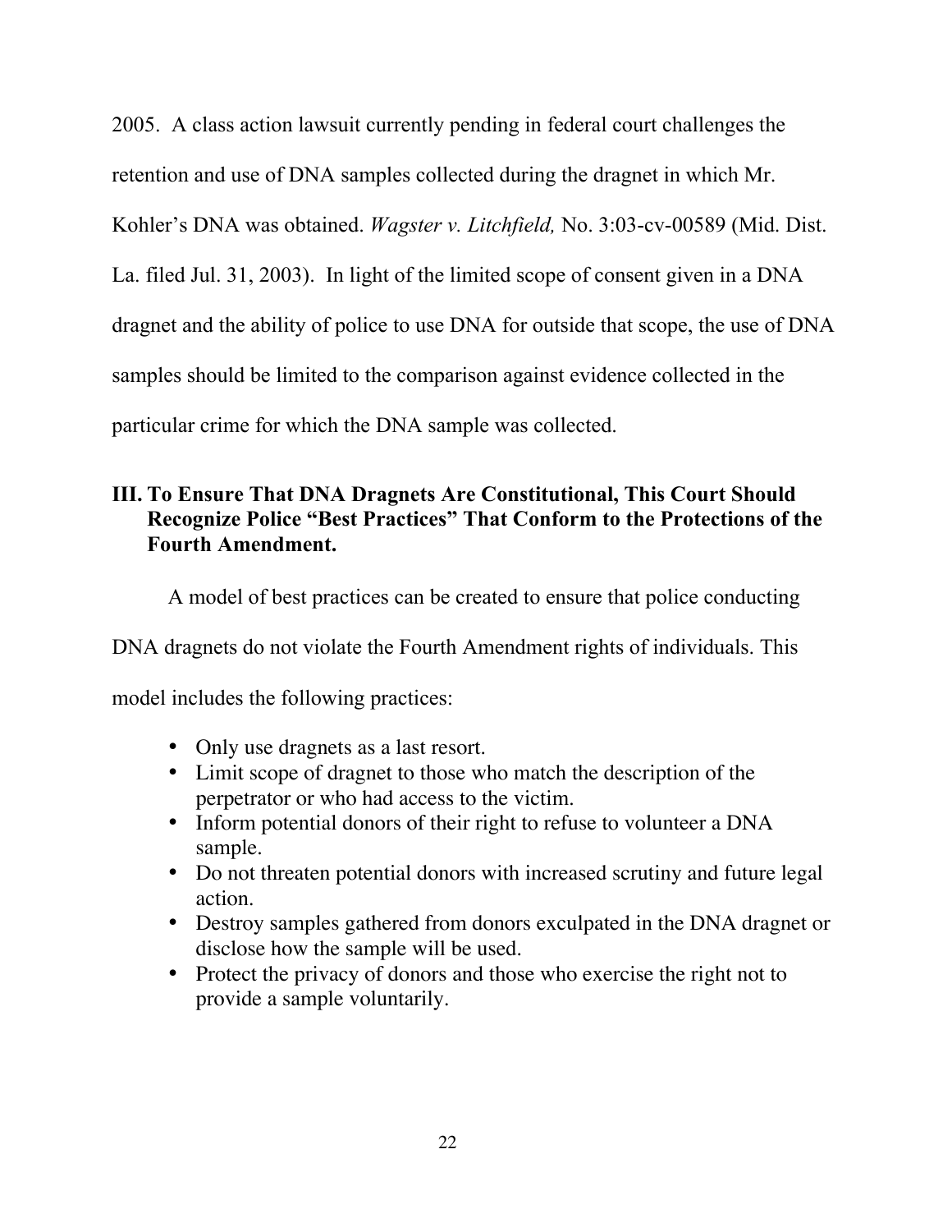2005. A class action lawsuit currently pending in federal court challenges the retention and use of DNA samples collected during the dragnet in which Mr. Kohler's DNA was obtained. *Wagster v. Litchfield,* No. 3:03-cv-00589 (Mid. Dist. La. filed Jul. 31, 2003). In light of the limited scope of consent given in a DNA dragnet and the ability of police to use DNA for outside that scope, the use of DNA samples should be limited to the comparison against evidence collected in the particular crime for which the DNA sample was collected.

## III. To Ensure That DNA Dragnets Are Constitutional, This Court Should Recognize Police "Best Practices" That Conform to the Protections of the Fourth Amendment.

A model of best practices can be created to ensure that police conducting DNA dragnets do not violate the Fourth Amendment rights of individuals. This model includes the following practices:

- Only use dragnets as a last resort.
- Limit scope of dragnet to those who match the description of the perpetrator or who had access to the victim.
- Inform potential donors of their right to refuse to volunteer a DNA sample.
- Do not threaten potential donors with increased scrutiny and future legal action.
- Destroy samples gathered from donors exculpated in the DNA dragnet or disclose how the sample will be used.
- Protect the privacy of donors and those who exercise the right not to provide a sample voluntarily.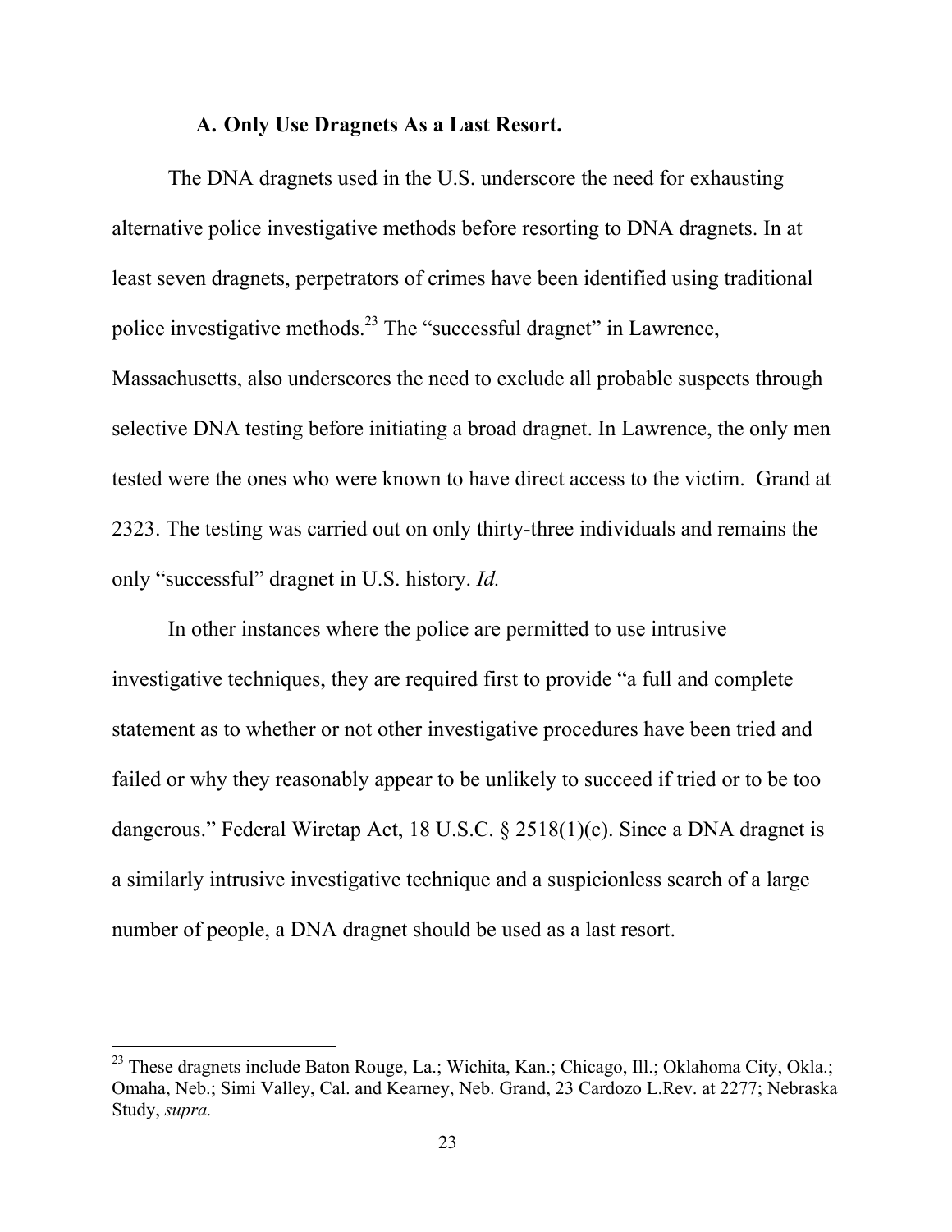### A. Only Use Dragnets As a Last Resort.

The DNA dragnets used in the U.S. underscore the need for exhausting alternative police investigative methods before resorting to DNA dragnets. In at least seven dragnets, perpetrators of crimes have been identified using traditional police investigative methods.[23] The "successful dragnet" in Lawrence, Massachusetts, also underscores the need to exclude all probable suspects through selective DNA testing before initiating a broad dragnet. In Lawrence, the only men tested were the ones who were known to have direct access to the victim. Grand at 2323. The testing was carried out on only thirty-three individuals and remains the only "successful" dragnet in U.S. history. *Id.*

In other instances where the police are permitted to use intrusive investigative techniques, they are required first to provide "a full and complete statement as to whether or not other investigative procedures have been tried and failed or why they reasonably appear to be unlikely to succeed if tried or to be too dangerous." Federal Wiretap Act, 18 U.S.C. § 2518(1)(c). Since a DNA dragnet is a similarly intrusive investigative technique and a suspicionless search of a large number of people, a DNA dragnet should be used as a last resort.

---

[23] These dragnets include Baton Rouge, La.; Wichita, Kan.; Chicago, Ill.; Oklahoma City, Okla.; Omaha, Neb.; Simi Valley, Cal. and Kearney, Neb. Grand, 23 Cardozo L.Rev. at 2277; Nebraska Study, *supra.*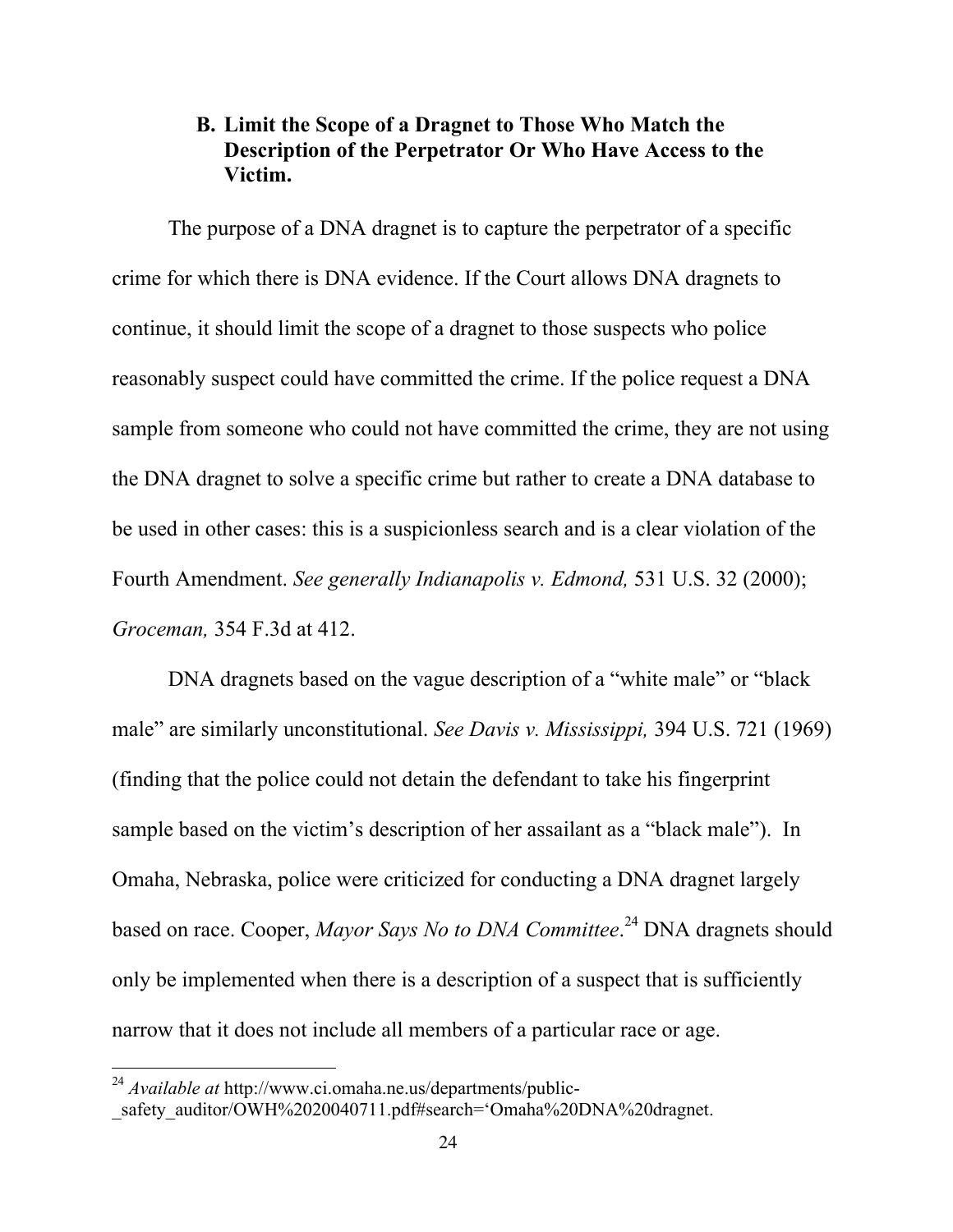### B. Limit the Scope of a Dragnet to Those Who Match the Description of the Perpetrator Or Who Have Access to the Victim.

The purpose of a DNA dragnet is to capture the perpetrator of a specific crime for which there is DNA evidence. If the Court allows DNA dragnets to continue, it should limit the scope of a dragnet to those suspects who police reasonably suspect could have committed the crime. If the police request a DNA sample from someone who could not have committed the crime, they are not using the DNA dragnet to solve a specific crime but rather to create a DNA database to be used in other cases: this is a suspicionless search and is a clear violation of the Fourth Amendment. *See generally Indianapolis v. Edmond,* 531 U.S. 32 (2000); *Groceman,* 354 F.3d at 412.

DNA dragnets based on the vague description of a "white male" or "black male" are similarly unconstitutional. *See Davis v. Mississippi,* 394 U.S. 721 (1969) (finding that the police could not detain the defendant to take his fingerprint sample based on the victim's description of her assailant as a "black male"). In Omaha, Nebraska, police were criticized for conducting a DNA dragnet largely based on race. Cooper, *Mayor Says No to DNA Committee*.[24] DNA dragnets should only be implemented when there is a description of a suspect that is sufficiently narrow that it does not include all members of a particular race or age.

---

[24] *Available at* http://www.ci.omaha.ne.us/departments/public-_safety_auditor/OWH%2020040711.pdf#search='Omaha%20DNA%20dragnet.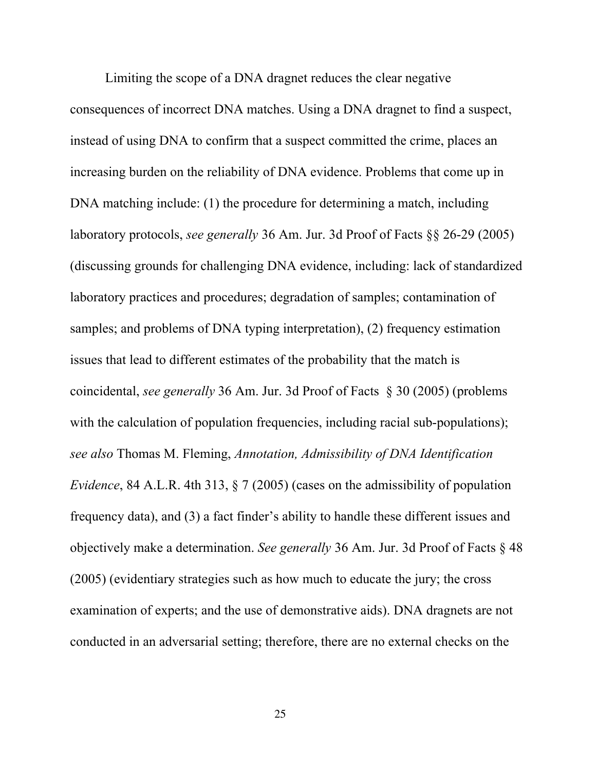Limiting the scope of a DNA dragnet reduces the clear negative consequences of incorrect DNA matches. Using a DNA dragnet to find a suspect, instead of using DNA to confirm that a suspect committed the crime, places an increasing burden on the reliability of DNA evidence. Problems that come up in DNA matching include: (1) the procedure for determining a match, including laboratory protocols, *see generally* 36 Am. Jur. 3d Proof of Facts §§ 26-29 (2005) (discussing grounds for challenging DNA evidence, including: lack of standardized laboratory practices and procedures; degradation of samples; contamination of samples; and problems of DNA typing interpretation), (2) frequency estimation issues that lead to different estimates of the probability that the match is coincidental, *see generally* 36 Am. Jur. 3d Proof of Facts § 30 (2005) (problems with the calculation of population frequencies, including racial sub-populations); *see also* Thomas M. Fleming, *Annotation, Admissibility of DNA Identification Evidence*, 84 A.L.R. 4th 313, § 7 (2005) (cases on the admissibility of population frequency data), and (3) a fact finder's ability to handle these different issues and objectively make a determination. *See generally* 36 Am. Jur. 3d Proof of Facts § 48 (2005) (evidentiary strategies such as how much to educate the jury; the cross examination of experts; and the use of demonstrative aids). DNA dragnets are not conducted in an adversarial setting; therefore, there are no external checks on the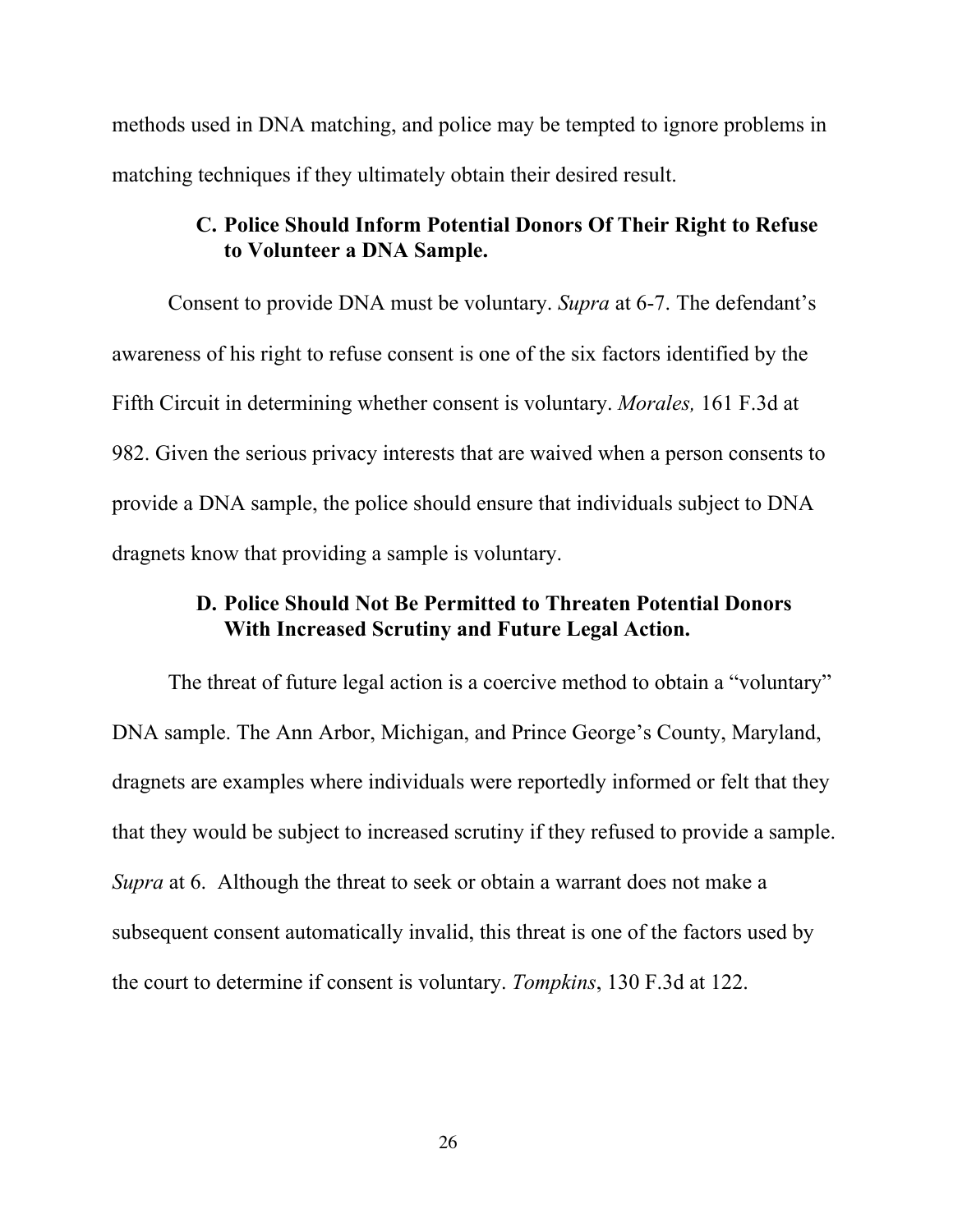methods used in DNA matching, and police may be tempted to ignore problems in matching techniques if they ultimately obtain their desired result.

### C. Police Should Inform Potential Donors Of Their Right to Refuse to Volunteer a DNA Sample.

Consent to provide DNA must be voluntary. *Supra* at 6-7. The defendant's awareness of his right to refuse consent is one of the six factors identified by the Fifth Circuit in determining whether consent is voluntary. *Morales,* 161 F.3d at 982. Given the serious privacy interests that are waived when a person consents to provide a DNA sample, the police should ensure that individuals subject to DNA dragnets know that providing a sample is voluntary.

### D. Police Should Not Be Permitted to Threaten Potential Donors With Increased Scrutiny and Future Legal Action.

The threat of future legal action is a coercive method to obtain a "voluntary" DNA sample. The Ann Arbor, Michigan, and Prince George's County, Maryland, dragnets are examples where individuals were reportedly informed or felt that they that they would be subject to increased scrutiny if they refused to provide a sample. *Supra* at 6. Although the threat to seek or obtain a warrant does not make a subsequent consent automatically invalid, this threat is one of the factors used by the court to determine if consent is voluntary. *Tompkins*, 130 F.3d at 122.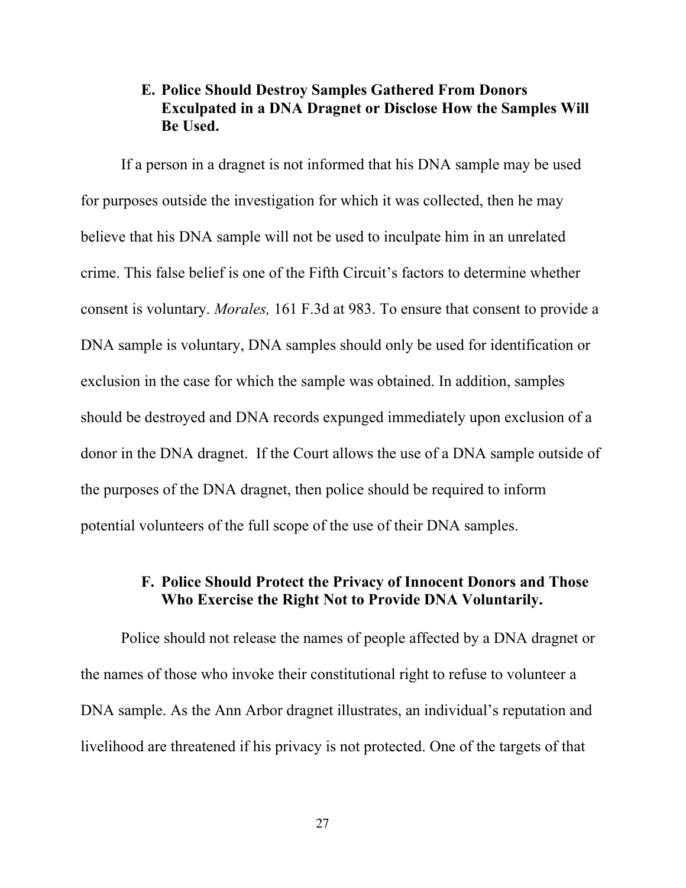### E. Police Should Destroy Samples Gathered From Donors Exculpated in a DNA Dragnet or Disclose How the Samples Will Be Used.

If a person in a dragnet is not informed that his DNA sample may be used for purposes outside the investigation for which it was collected, then he may believe that his DNA sample will not be used to inculpate him in an unrelated crime. This false belief is one of the Fifth Circuit's factors to determine whether consent is voluntary. *Morales,* 161 F.3d at 983. To ensure that consent to provide a DNA sample is voluntary, DNA samples should only be used for identification or exclusion in the case for which the sample was obtained. In addition, samples should be destroyed and DNA records expunged immediately upon exclusion of a donor in the DNA dragnet. If the Court allows the use of a DNA sample outside of the purposes of the DNA dragnet, then police should be required to inform potential volunteers of the full scope of the use of their DNA samples.

### F. Police Should Protect the Privacy of Innocent Donors and Those Who Exercise the Right Not to Provide DNA Voluntarily.

Police should not release the names of people affected by a DNA dragnet or the names of those who invoke their constitutional right to refuse to volunteer a DNA sample. As the Ann Arbor dragnet illustrates, an individual's reputation and livelihood are threatened if his privacy is not protected. One of the targets of that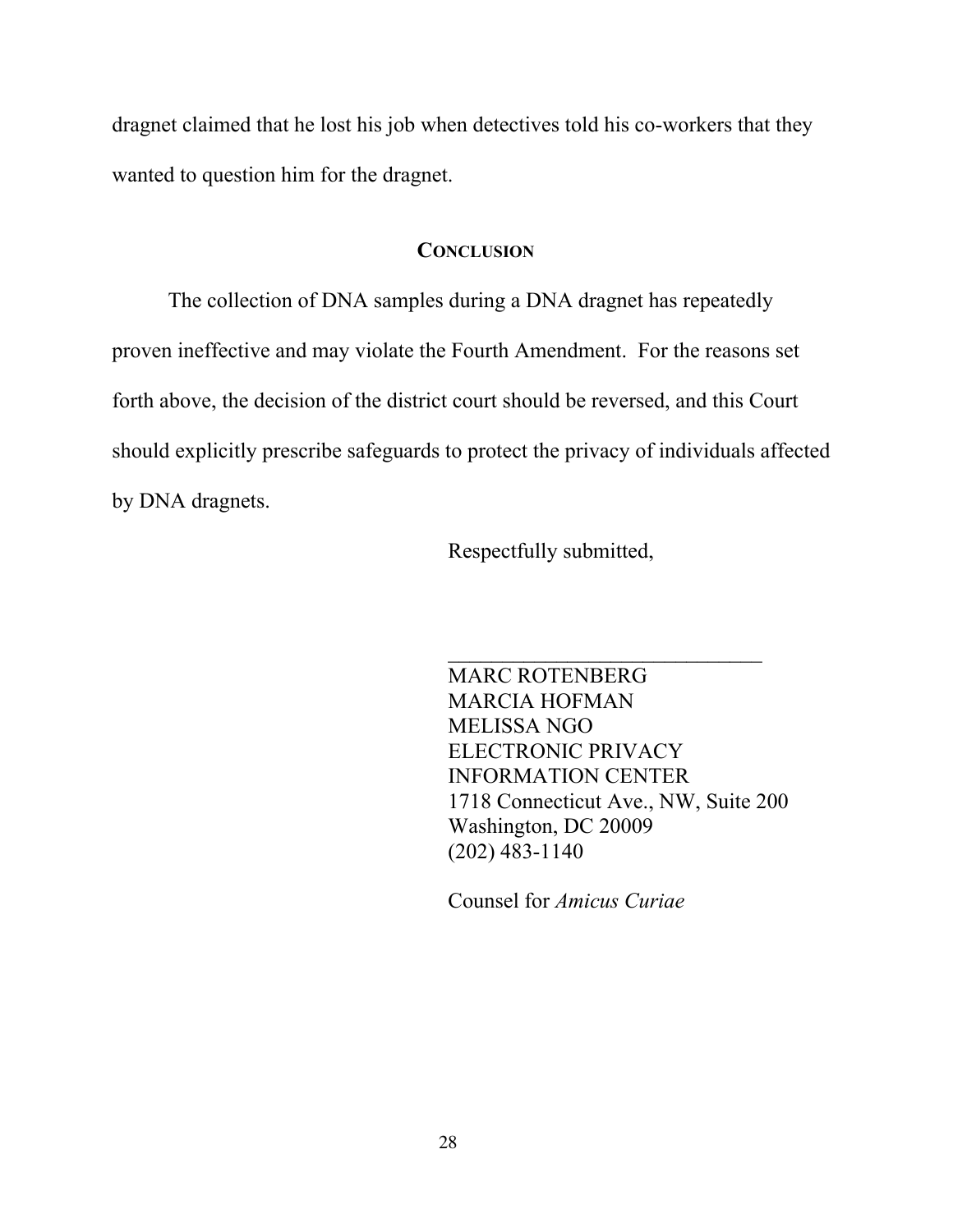dragnet claimed that he lost his job when detectives told his co-workers that they wanted to question him for the dragnet.

## CONCLUSION

The collection of DNA samples during a DNA dragnet has repeatedly proven ineffective and may violate the Fourth Amendment. For the reasons set forth above, the decision of the district court should be reversed, and this Court should explicitly prescribe safeguards to protect the privacy of individuals affected by DNA dragnets.

Respectfully submitted,

______________________________

MARC ROTENBERG
MARCIA HOFMAN
MELISSA NGO
ELECTRONIC PRIVACY
INFORMATION CENTER
1718 Connecticut Ave., NW, Suite 200
Washington, DC 20009
(202) 483-1140

Counsel for *Amicus Curiae*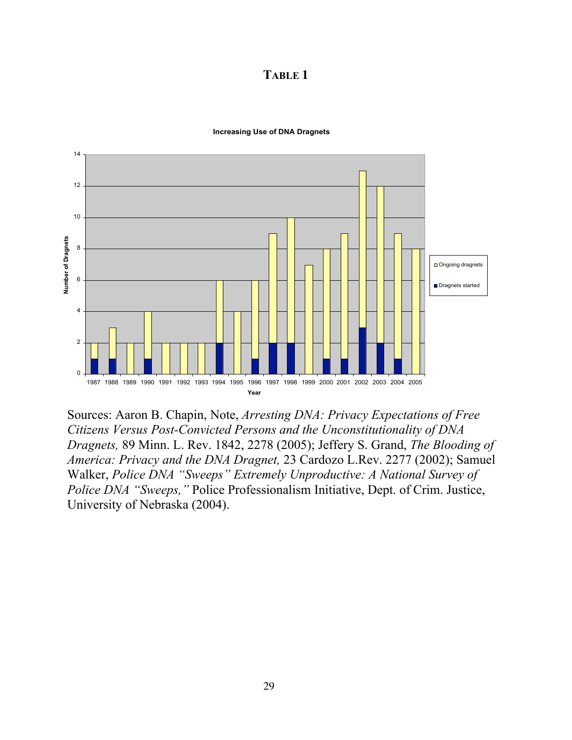# TABLE 1

**Increasing Use of DNA Dragnets**

| Year | Dragnets started | Ongoing dragnets | Total |
|---|---|---|---|
| 1987 | 1 | 1 | 2 |
| 1988 | 1 | 2 | 3 |
| 1989 | 0 | 2 | 2 |
| 1990 | 1 | 3 | 4 |
| 1991 | 0 | 2 | 2 |
| 1992 | 0 | 2 | 2 |
| 1993 | 0 | 2 | 2 |
| 1994 | 2 | 4 | 6 |
| 1995 | 0 | 4 | 4 |
| 1996 | 1 | 5 | 6 |
| 1997 | 2 | 7 | 9 |
| 1998 | 2 | 8 | 10 |
| 1999 | 0 | 7 | 7 |
| 2000 | 1 | 7 | 8 |
| 2001 | 1 | 8 | 9 |
| 2002 | 3 | 10 | 13 |
| 2003 | 2 | 10 | 12 |
| 2004 | 1 | 8 | 9 |
| 2005 | 0 | 8 | 8 |

Sources: Aaron B. Chapin, Note, *Arresting DNA: Privacy Expectations of Free Citizens Versus Post-Convicted Persons and the Unconstitutionality of DNA Dragnets,* 89 Minn. L. Rev. 1842, 2278 (2005); Jeffery S. Grand, *The Blooding of America: Privacy and the DNA Dragnet,* 23 Cardozo L.Rev. 2277 (2002); Samuel Walker, *Police DNA "Sweeps" Extremely Unproductive: A National Survey of Police DNA "Sweeps,"* Police Professionalism Initiative, Dept. of Crim. Justice, University of Nebraska (2004).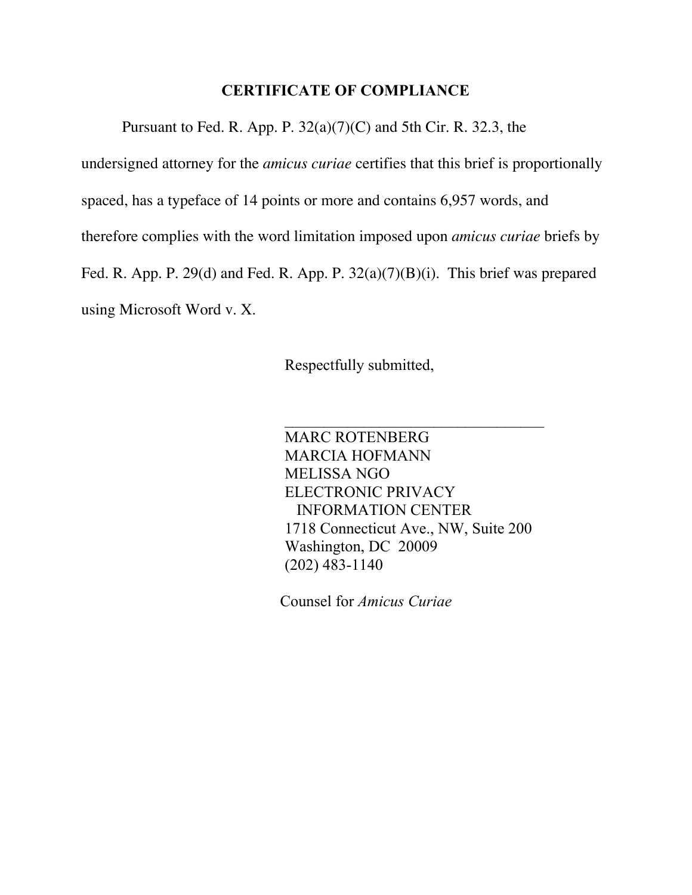## CERTIFICATE OF COMPLIANCE

Pursuant to Fed. R. App. P. 32(a)(7)(C) and 5th Cir. R. 32.3, the undersigned attorney for the *amicus curiae* certifies that this brief is proportionally spaced, has a typeface of 14 points or more and contains 6,957 words, and therefore complies with the word limitation imposed upon *amicus curiae* briefs by Fed. R. App. P. 29(d) and Fed. R. App. P. 32(a)(7)(B)(i). This brief was prepared using Microsoft Word v. X.

Respectfully submitted,

\_\_\_\_\_\_\_\_\_\_\_\_\_\_\_\_\_\_\_\_\_\_\_\_\_\_\_\_\_\_\_\_\_\_\_

MARC ROTENBERG
MARCIA HOFMANN
MELISSA NGO
ELECTRONIC PRIVACY
INFORMATION CENTER
1718 Connecticut Ave., NW, Suite 200
Washington, DC 20009
(202) 483-1140

Counsel for *Amicus Curiae*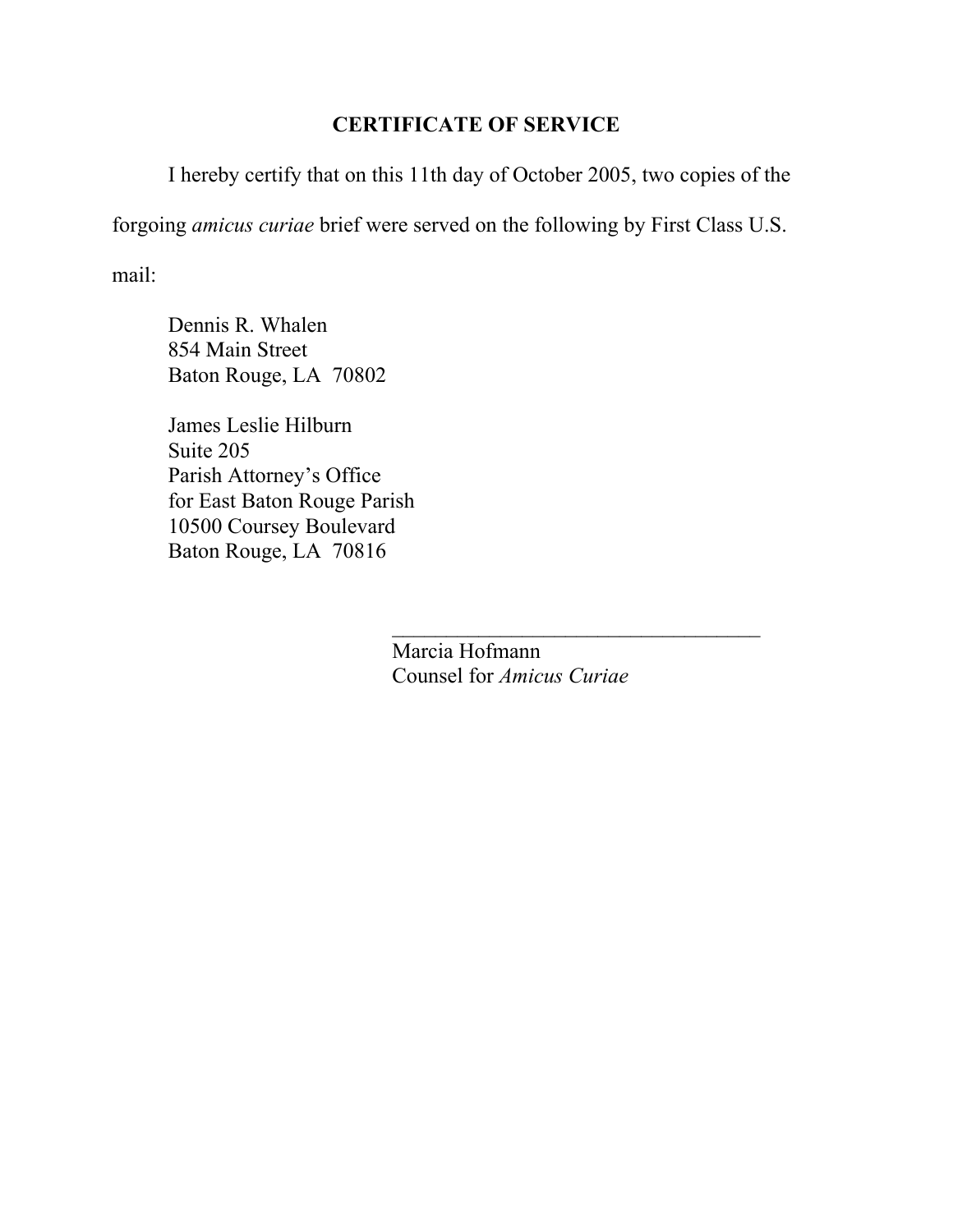## CERTIFICATE OF SERVICE

I hereby certify that on this 11th day of October 2005, two copies of the forgoing *amicus curiae* brief were served on the following by First Class U.S. mail:

Dennis R. Whalen
854 Main Street
Baton Rouge, LA 70802

James Leslie Hilburn
Suite 205
Parish Attorney's Office
for East Baton Rouge Parish
10500 Coursey Boulevard
Baton Rouge, LA 70816

\_\_\_\_\_\_\_\_\_\_\_\_\_\_\_\_\_\_\_\_\_\_\_\_\_\_\_\_\_\_\_\_\_\_\_\_

Marcia Hofmann
Counsel for *Amicus Curiae*